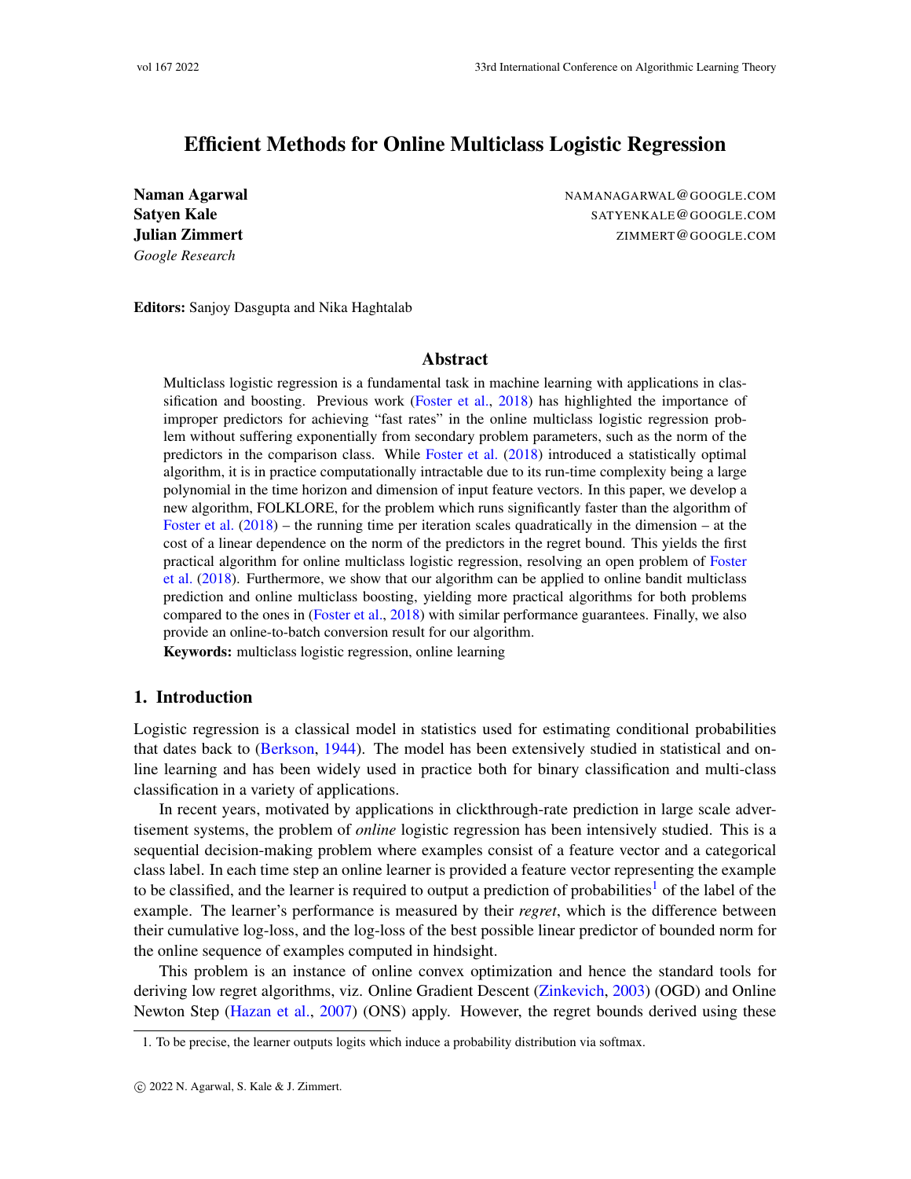# Efficient Methods for Online Multiclass Logistic Regression

**Naman Agarwal** NAMANAGARWAL@GOOGLE.COM
**Satyen Kale** SATYENKALE@GOOGLE.COM
**Julian Zimmert** ZIMMERT@GOOGLE.COM
*Google Research*

**Editors:** Sanjoy Dasgupta and Nika Haghtalab

## Abstract

Multiclass logistic regression is a fundamental task in machine learning with applications in classification and boosting. Previous work (Foster et al., 2018) has highlighted the importance of improper predictors for achieving "fast rates" in the online multiclass logistic regression problem without suffering exponentially from secondary problem parameters, such as the norm of the predictors in the comparison class. While Foster et al. (2018) introduced a statistically optimal algorithm, it is in practice computationally intractable due to its run-time complexity being a large polynomial in the time horizon and dimension of input feature vectors. In this paper, we develop a new algorithm, FOLKLORE, for the problem which runs significantly faster than the algorithm of Foster et al. (2018) – the running time per iteration scales quadratically in the dimension – at the cost of a linear dependence on the norm of the predictors in the regret bound. This yields the first practical algorithm for online multiclass logistic regression, resolving an open problem of Foster et al. (2018). Furthermore, we show that our algorithm can be applied to online bandit multiclass prediction and online multiclass boosting, yielding more practical algorithms for both problems compared to the ones in (Foster et al., 2018) with similar performance guarantees. Finally, we also provide an online-to-batch conversion result for our algorithm.

**Keywords:** multiclass logistic regression, online learning

## 1. Introduction

Logistic regression is a classical model in statistics used for estimating conditional probabilities that dates back to (Berkson, 1944). The model has been extensively studied in statistical and online learning and has been widely used in practice both for binary classification and multi-class classification in a variety of applications.

In recent years, motivated by applications in clickthrough-rate prediction in large scale advertisement systems, the problem of *online* logistic regression has been intensively studied. This is a sequential decision-making problem where examples consist of a feature vector and a categorical class label. In each time step an online learner is provided a feature vector representing the example to be classified, and the learner is required to output a prediction of probabilities[1] of the label of the example. The learner's performance is measured by their *regret*, which is the difference between their cumulative log-loss, and the log-loss of the best possible linear predictor of bounded norm for the online sequence of examples computed in hindsight.

This problem is an instance of online convex optimization and hence the standard tools for deriving low regret algorithms, viz. Online Gradient Descent (Zinkevich, 2003) (OGD) and Online Newton Step (Hazan et al., 2007) (ONS) apply. However, the regret bounds derived using these

1. To be precise, the learner outputs logits which induce a probability distribution via softmax.

© 2022 N. Agarwal, S. Kale & J. Zimmert.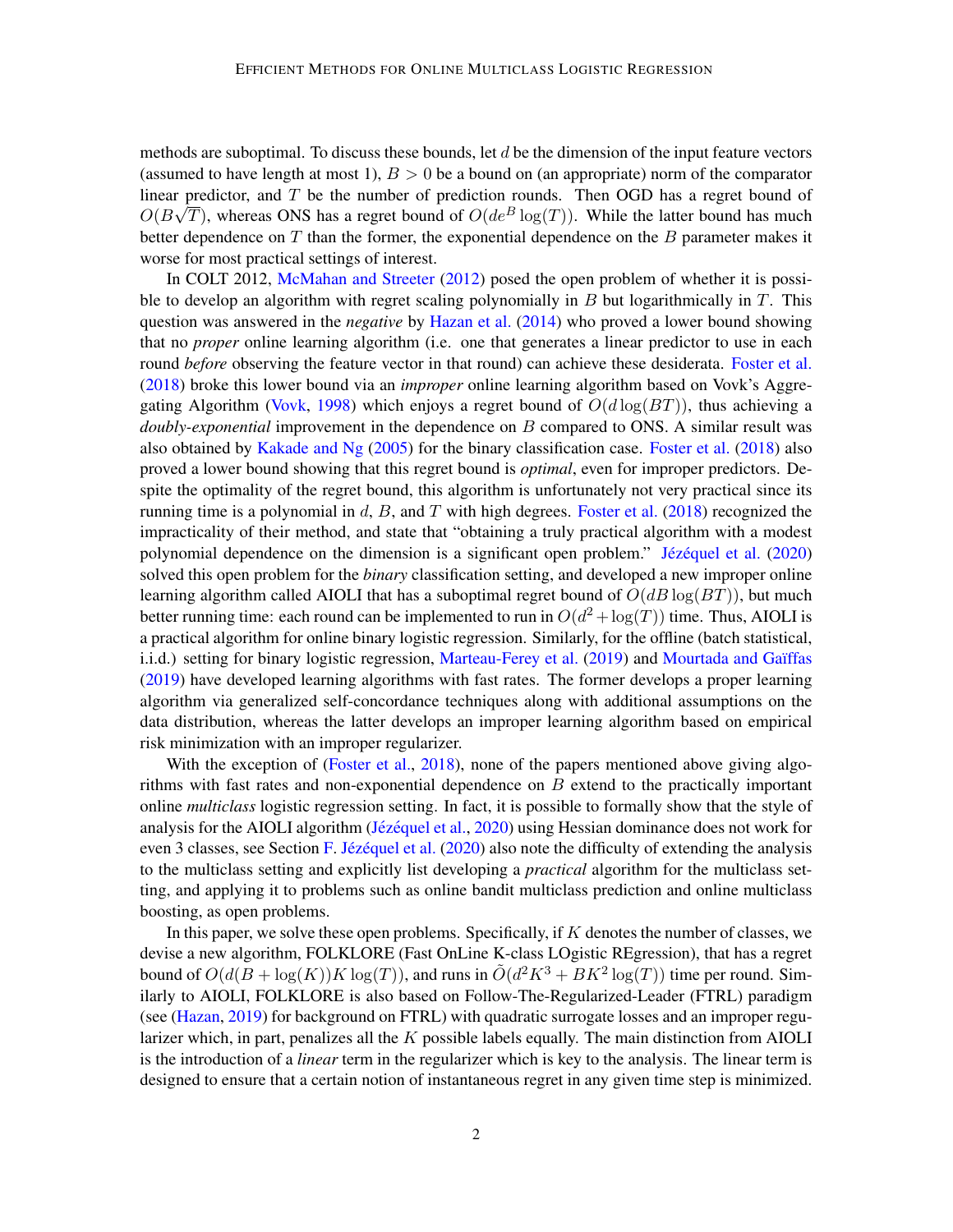methods are suboptimal. To discuss these bounds, let $d$ be the dimension of the input feature vectors (assumed to have length at most 1), $B > 0$ be a bound on (an appropriate) norm of the comparator linear predictor, and $T$ be the number of prediction rounds. Then OGD has a regret bound of $O(B\sqrt{T})$, whereas ONS has a regret bound of $O(de^B \log(T))$. While the latter bound has much better dependence on $T$ than the former, the exponential dependence on the $B$ parameter makes it worse for most practical settings of interest.

In COLT 2012, McMahan and Streeter (2012) posed the open problem of whether it is possible to develop an algorithm with regret scaling polynomially in $B$ but logarithmically in $T$. This question was answered in the *negative* by Hazan et al. (2014) who proved a lower bound showing that no *proper* online learning algorithm (i.e. one that generates a linear predictor to use in each round *before* observing the feature vector in that round) can achieve these desiderata. Foster et al. (2018) broke this lower bound via an *improper* online learning algorithm based on Vovk's Aggregating Algorithm (Vovk, 1998) which enjoys a regret bound of $O(d \log(BT))$, thus achieving a *doubly-exponential* improvement in the dependence on $B$ compared to ONS. A similar result was also obtained by Kakade and Ng (2005) for the binary classification case. Foster et al. (2018) also proved a lower bound showing that this regret bound is *optimal*, even for improper predictors. Despite the optimality of the regret bound, this algorithm is unfortunately not very practical since its running time is a polynomial in $d$, $B$, and $T$ with high degrees. Foster et al. (2018) recognized the impracticality of their method, and state that "obtaining a truly practical algorithm with a modest polynomial dependence on the dimension is a significant open problem." Jézéquel et al. (2020) solved this open problem for the *binary* classification setting, and developed a new improper online learning algorithm called AIOLI that has a suboptimal regret bound of $O(dB \log(BT))$, but much better running time: each round can be implemented to run in $O(d^2 + \log(T))$ time. Thus, AIOLI is a practical algorithm for online binary logistic regression. Similarly, for the offline (batch statistical, i.i.d.) setting for binary logistic regression, Marteau-Ferey et al. (2019) and Mourtada and Gaïffas (2019) have developed learning algorithms with fast rates. The former develops a proper learning algorithm via generalized self-concordance techniques along with additional assumptions on the data distribution, whereas the latter develops an improper learning algorithm based on empirical risk minimization with an improper regularizer.

With the exception of (Foster et al., 2018), none of the papers mentioned above giving algorithms with fast rates and non-exponential dependence on $B$ extend to the practically important online *multiclass* logistic regression setting. In fact, it is possible to formally show that the style of analysis for the AIOLI algorithm (Jézéquel et al., 2020) using Hessian dominance does not work for even 3 classes, see Section F. Jézéquel et al. (2020) also note the difficulty of extending the analysis to the multiclass setting and explicitly list developing a *practical* algorithm for the multiclass setting, and applying it to problems such as online bandit multiclass prediction and online multiclass boosting, as open problems.

In this paper, we solve these open problems. Specifically, if $K$ denotes the number of classes, we devise a new algorithm, FOLKLORE (Fast OnLine K-class LOgistic REgression), that has a regret bound of $O(d(B + \log(K))K \log(T))$, and runs in $\tilde{O}(d^2K^3 + BK^2 \log(T))$ time per round. Similarly to AIOLI, FOLKLORE is also based on Follow-The-Regularized-Leader (FTRL) paradigm (see (Hazan, 2019) for background on FTRL) with quadratic surrogate losses and an improper regularizer which, in part, penalizes all the $K$ possible labels equally. The main distinction from AIOLI is the introduction of a *linear* term in the regularizer which is key to the analysis. The linear term is designed to ensure that a certain notion of instantaneous regret in any given time step is minimized.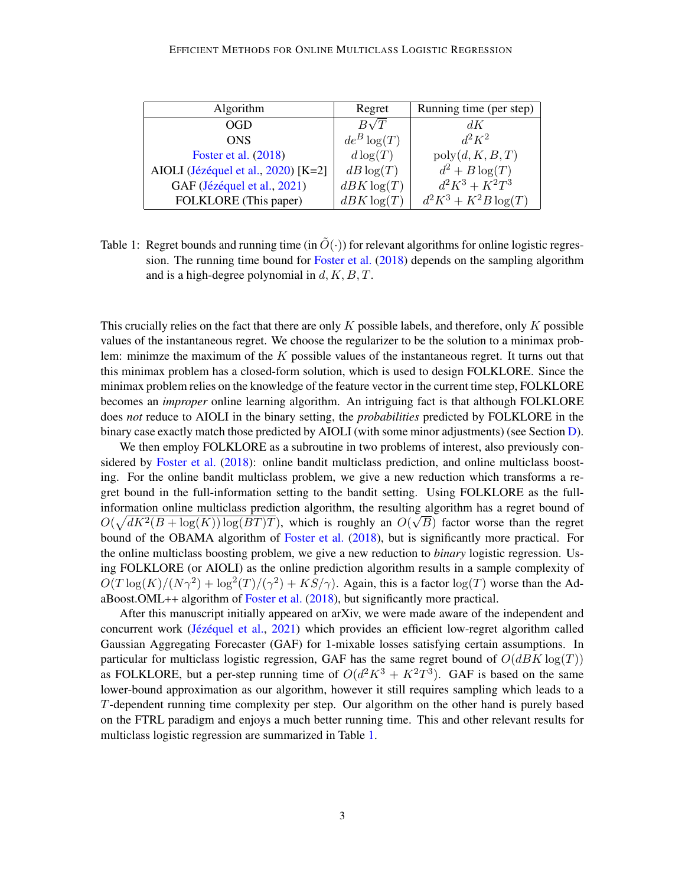| Algorithm | Regret | Running time (per step) |
|---|---|---|
| OGD | $B\sqrt{T}$ | $dK$ |
| ONS | $de^B \log(T)$ | $d^2K^2$ |
| Foster et al. (2018) | $d \log(T)$ | $\text{poly}(d, K, B, T)$ |
| AIOLI (Jézéquel et al., 2020) [K=2] | $dB \log(T)$ | $d^2 + B \log(T)$ |
| GAF (Jézéquel et al., 2021) | $dBK \log(T)$ | $d^2K^3 + K^2T^3$ |
| FOLKLORE (This paper) | $dBK \log(T)$ | $d^2K^3 + K^2B \log(T)$ |

Table 1: Regret bounds and running time (in $\tilde{O}(\cdot)$) for relevant algorithms for online logistic regression. The running time bound for Foster et al. (2018) depends on the sampling algorithm and is a high-degree polynomial in $d, K, B, T$.

This crucially relies on the fact that there are only $K$ possible labels, and therefore, only $K$ possible values of the instantaneous regret. We choose the regularizer to be the solution to a minimax problem: minimze the maximum of the $K$ possible values of the instantaneous regret. It turns out that this minimax problem has a closed-form solution, which is used to design FOLKLORE. Since the minimax problem relies on the knowledge of the feature vector in the current time step, FOLKLORE becomes an *improper* online learning algorithm. An intriguing fact is that although FOLKLORE does *not* reduce to AIOLI in the binary setting, the *probabilities* predicted by FOLKLORE in the binary case exactly match those predicted by AIOLI (with some minor adjustments) (see Section D).

We then employ FOLKLORE as a subroutine in two problems of interest, also previously considered by Foster et al. (2018): online bandit multiclass prediction, and online multiclass boosting. For the online bandit multiclass problem, we give a new reduction which transforms a regret bound in the full-information setting to the bandit setting. Using FOLKLORE as the full-information online multiclass prediction algorithm, the resulting algorithm has a regret bound of $O(\sqrt{dK^2(B + \log(K)) \log(BT)T})$, which is roughly an $O(\sqrt{B})$ factor worse than the regret bound of the OBAMA algorithm of Foster et al. (2018), but is significantly more practical. For the online multiclass boosting problem, we give a new reduction to *binary* logistic regression. Using FOLKLORE (or AIOLI) as the online prediction algorithm results in a sample complexity of $O(T \log(K)/(N\gamma^2) + \log^2(T)/(\gamma^2) + KS/\gamma)$. Again, this is a factor $\log(T)$ worse than the AdaBoost.OML++ algorithm of Foster et al. (2018), but significantly more practical.

After this manuscript initially appeared on arXiv, we were made aware of the independent and concurrent work (Jézéquel et al., 2021) which provides an efficient low-regret algorithm called Gaussian Aggregating Forecaster (GAF) for 1-mixable losses satisfying certain assumptions. In particular for multiclass logistic regression, GAF has the same regret bound of $O(dBK \log(T))$ as FOLKLORE, but a per-step running time of $O(d^2K^3 + K^2T^3)$. GAF is based on the same lower-bound approximation as our algorithm, however it still requires sampling which leads to a $T$-dependent running time complexity per step. Our algorithm on the other hand is purely based on the FTRL paradigm and enjoys a much better running time. This and other relevant results for multiclass logistic regression are summarized in Table 1.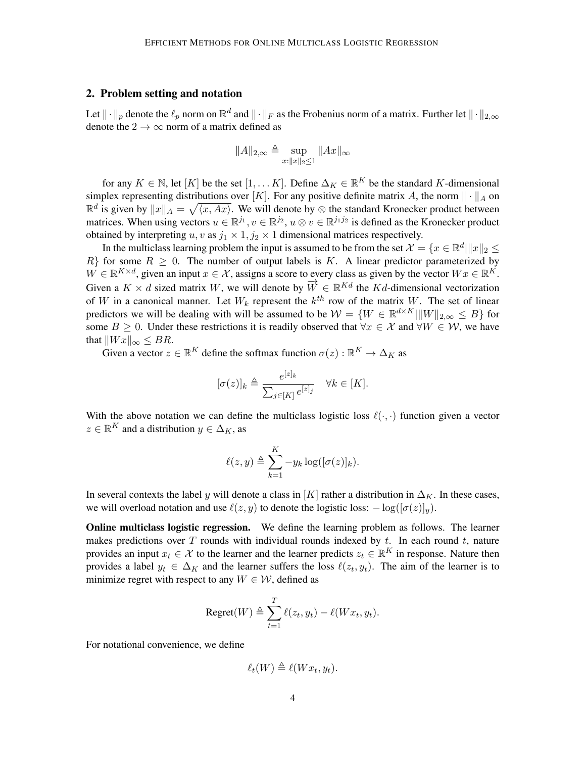## 2. Problem setting and notation

Let $\|\cdot\|_p$ denote the $\ell_p$ norm on $\mathbb{R}^d$ and $\|\cdot\|_F$ as the Frobenius norm of a matrix. Further let $\|\cdot\|_{2,\infty}$ denote the $2 \to \infty$ norm of a matrix defined as

$$\|A\|_{2,\infty} \triangleq \sup_{x:\|x\|_2 \leq 1} \|Ax\|_\infty$$

for any $K \in \mathbb{N}$, let $[K]$ be the set $[1, \ldots K]$. Define $\Delta_K \in \mathbb{R}^K$ be the standard $K$-dimensional simplex representing distributions over $[K]$. For any positive definite matrix $A$, the norm $\|\cdot\|_A$ on $\mathbb{R}^d$ is given by $\|x\|_A = \sqrt{\langle x, Ax \rangle}$. We will denote by $\otimes$ the standard Kronecker product between matrices. When using vectors $u \in \mathbb{R}^{j_1}, v \in \mathbb{R}^{j_2}$, $u \otimes v \in \mathbb{R}^{j_1 j_2}$ is defined as the Kronecker product obtained by interpreting $u, v$ as $j_1 \times 1, j_2 \times 1$ dimensional matrices respectively.

In the multiclass learning problem the input is assumed to be from the set $\mathcal{X} = \{x \in \mathbb{R}^d | \|x\|_2 \leq R\}$ for some $R \geq 0$. The number of output labels is $K$. A linear predictor parameterized by $W \in \mathbb{R}^{K \times d}$, given an input $x \in \mathcal{X}$, assigns a score to every class as given by the vector $Wx \in \mathbb{R}^K$. Given a $K \times d$ sized matrix $W$, we will denote by $\overrightarrow{W} \in \mathbb{R}^{Kd}$ the $Kd$-dimensional vectorization of $W$ in a canonical manner. Let $W_k$ represent the $k^{th}$ row of the matrix $W$. The set of linear predictors we will be dealing with will be assumed to be $\mathcal{W} = \{W \in \mathbb{R}^{d \times K} | \|W\|_{2,\infty} \leq B\}$ for some $B \geq 0$. Under these restrictions it is readily observed that $\forall x \in \mathcal{X}$ and $\forall W \in \mathcal{W}$, we have that $\|Wx\|_\infty \leq BR$.

Given a vector $z \in \mathbb{R}^K$ define the softmax function $\sigma(z) : \mathbb{R}^K \to \Delta_K$ as

$$[\sigma(z)]_k \triangleq \frac{e^{[z]_k}}{\sum_{j \in [K]} e^{[z]_j}} \quad \forall k \in [K].$$

With the above notation we can define the multiclass logistic loss $\ell(\cdot, \cdot)$ function given a vector $z \in \mathbb{R}^K$ and a distribution $y \in \Delta_K$, as

$$\ell(z, y) \triangleq \sum_{k=1}^{K} -y_k \log([\sigma(z)]_k).$$

In several contexts the label $y$ will denote a class in $[K]$ rather a distribution in $\Delta_K$. In these cases, we will overload notation and use $\ell(z, y)$ to denote the logistic loss: $-\log([\sigma(z)]_y)$.

**Online multiclass logistic regression.** We define the learning problem as follows. The learner makes predictions over $T$ rounds with individual rounds indexed by $t$. In each round $t$, nature provides an input $x_t \in \mathcal{X}$ to the learner and the learner predicts $z_t \in \mathbb{R}^K$ in response. Nature then provides a label $y_t \in \Delta_K$ and the learner suffers the loss $\ell(z_t, y_t)$. The aim of the learner is to minimize regret with respect to any $W \in \mathcal{W}$, defined as

$$\text{Regret}(W) \triangleq \sum_{t=1}^{T} \ell(z_t, y_t) - \ell(Wx_t, y_t).$$

For notational convenience, we define

$$\ell_t(W) \triangleq \ell(Wx_t, y_t).$$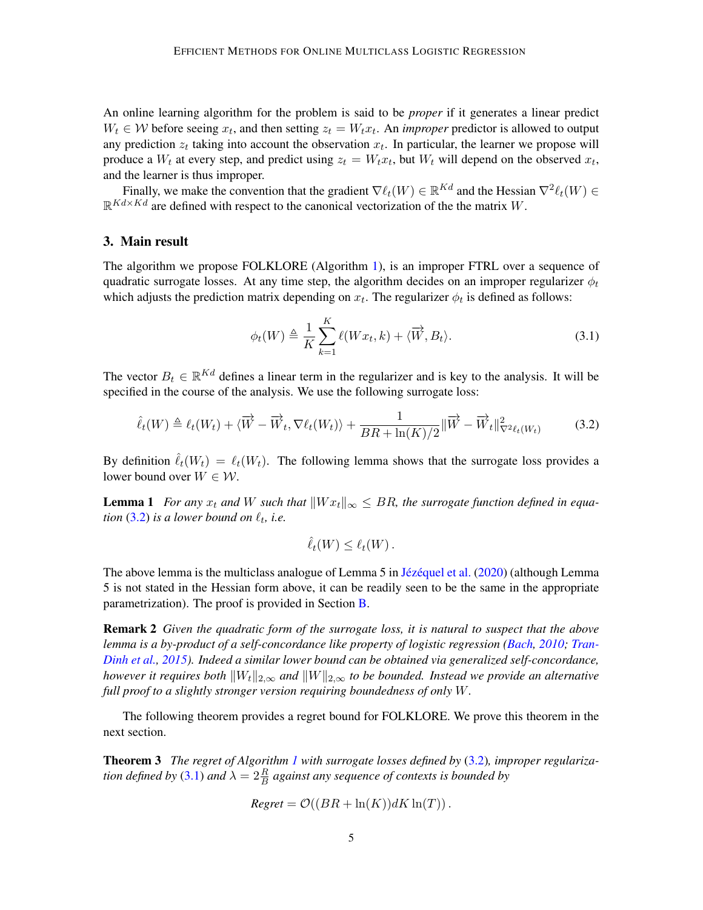An online learning algorithm for the problem is said to be *proper* if it generates a linear predict $W_t \in \mathcal{W}$ before seeing $x_t$, and then setting $z_t = W_t x_t$. An *improper* predictor is allowed to output any prediction $z_t$ taking into account the observation $x_t$. In particular, the learner we propose will produce a $W_t$ at every step, and predict using $z_t = W_t x_t$, but $W_t$ will depend on the observed $x_t$, and the learner is thus improper.

Finally, we make the convention that the gradient $\nabla \ell_t(W) \in \mathbb{R}^{Kd}$ and the Hessian $\nabla^2 \ell_t(W) \in \mathbb{R}^{Kd \times Kd}$ are defined with respect to the canonical vectorization of the the matrix $W$.

## 3. Main result

The algorithm we propose FOLKLORE (Algorithm 1), is an improper FTRL over a sequence of quadratic surrogate losses. At any time step, the algorithm decides on an improper regularizer $\phi_t$ which adjusts the prediction matrix depending on $x_t$. The regularizer $\phi_t$ is defined as follows:

$$\phi_t(W) \triangleq \frac{1}{K} \sum_{k=1}^{K} \ell(W x_t, k) + \langle \overrightarrow{W}, B_t \rangle. \tag{3.1}$$

The vector $B_t \in \mathbb{R}^{Kd}$ defines a linear term in the regularizer and is key to the analysis. It will be specified in the course of the analysis. We use the following surrogate loss:

$$\hat{\ell}_t(W) \triangleq \ell_t(W_t) + \langle \overrightarrow{W} - \overrightarrow{W}_t, \nabla \ell_t(W_t) \rangle + \frac{1}{BR + \ln(K)/2} \| \overrightarrow{W} - \overrightarrow{W}_t \|^2_{\nabla^2 \ell_t(W_t)} \tag{3.2}$$

By definition $\hat{\ell}_t(W_t) = \ell_t(W_t)$. The following lemma shows that the surrogate loss provides a lower bound over $W \in \mathcal{W}$.

**Lemma 1** *For any $x_t$ and $W$ such that $\|W x_t\|_\infty \leq BR$, the surrogate function defined in equation (3.2) is a lower bound on $\ell_t$, i.e.*

$$\hat{\ell}_t(W) \leq \ell_t(W) \,.$$

The above lemma is the multiclass analogue of Lemma 5 in Jézéquel et al. (2020) (although Lemma 5 is not stated in the Hessian form above, it can be readily seen to be the same in the appropriate parametrization). The proof is provided in Section B.

**Remark 2** *Given the quadratic form of the surrogate loss, it is natural to suspect that the above lemma is a by-product of a self-concordance like property of logistic regression (Bach, 2010; Tran-Dinh et al., 2015). Indeed a similar lower bound can be obtained via generalized self-concordance, however it requires both $\|W_t\|_{2,\infty}$ and $\|W\|_{2,\infty}$ to be bounded. Instead we provide an alternative full proof to a slightly stronger version requiring boundedness of only $W$.*

The following theorem provides a regret bound for FOLKLORE. We prove this theorem in the next section.

**Theorem 3** *The regret of Algorithm 1 with surrogate losses defined by (3.2), improper regularization defined by (3.1) and $\lambda = 2\frac{R}{B}$ against any sequence of contexts is bounded by*

$$\textit{Regret} = \mathcal{O}((BR + \ln(K)) dK \ln(T)) \,.$$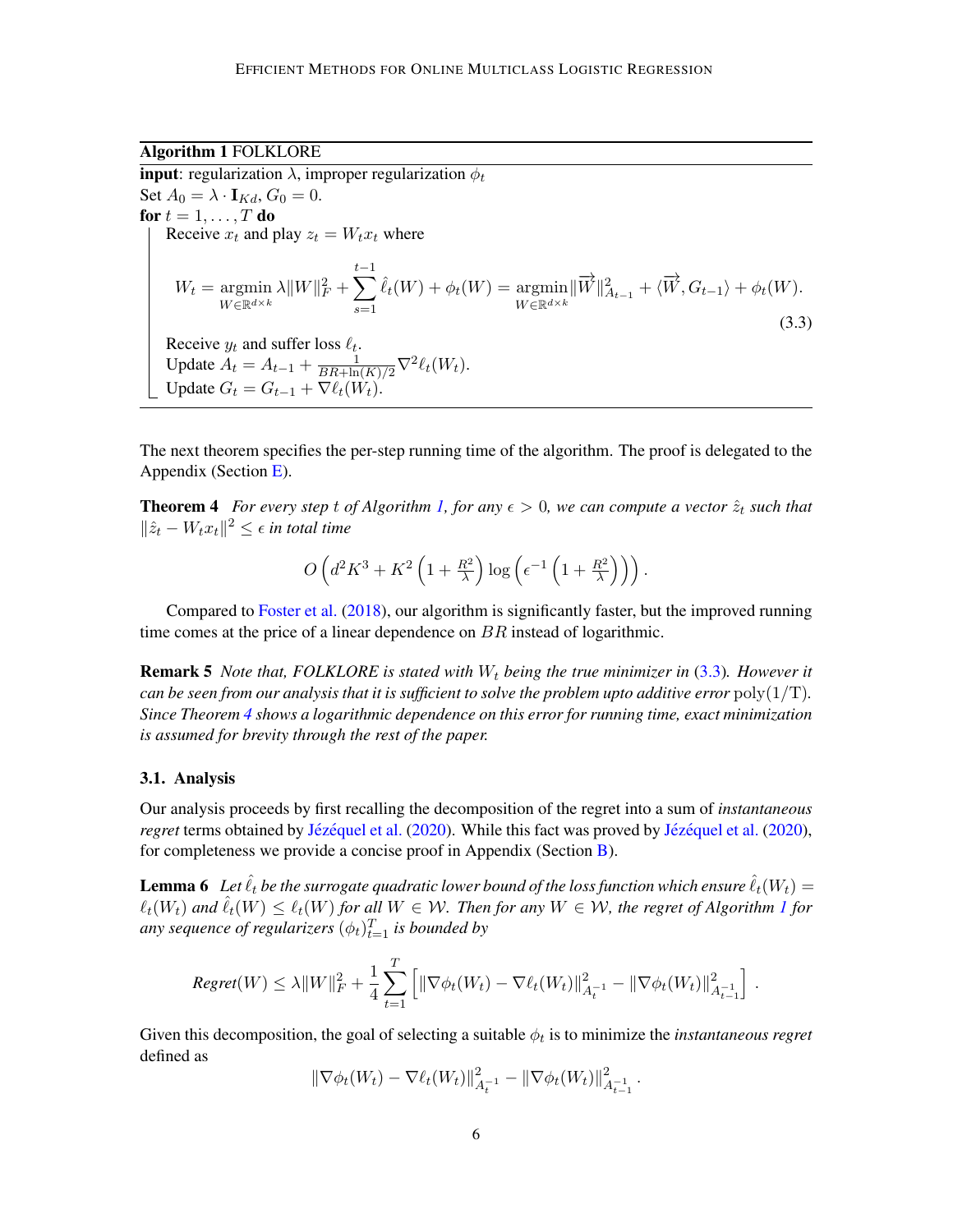**Algorithm 1** FOLKLORE

**input**: regularization $\lambda$, improper regularization $\phi_t$

Set $A_0 = \lambda \cdot \mathbf{I}_{Kd}$, $G_0 = 0$.

**for** $t = 1, \ldots, T$ **do**

Receive $x_t$ and play $z_t = W_t x_t$ where

$$W_t = \underset{W \in \mathbb{R}^{d \times k}}{\operatorname{argmin}} \, \lambda \|W\|_F^2 + \sum_{s=1}^{t-1} \hat{\ell}_t(W) + \phi_t(W) = \underset{W \in \mathbb{R}^{d \times k}}{\operatorname{argmin}} \|\overrightarrow{W}\|_{A_{t-1}}^2 + \langle \overrightarrow{W}, G_{t-1} \rangle + \phi_t(W). \tag{3.3}$$

Receive $y_t$ and suffer loss $\ell_t$.

Update $A_t = A_{t-1} + \frac{1}{BR + \ln(K)/2} \nabla^2 \ell_t(W_t)$.

Update $G_t = G_{t-1} + \nabla \ell_t(W_t)$.

The next theorem specifies the per-step running time of the algorithm. The proof is delegated to the Appendix (Section E).

**Theorem 4** *For every step $t$ of Algorithm 1, for any $\epsilon > 0$, we can compute a vector $\hat{z}_t$ such that $\|\hat{z}_t - W_t x_t\|^2 \le \epsilon$ in total time*

$$O\left(d^2 K^3 + K^2 \left(1 + \tfrac{R^2}{\lambda}\right) \log\left(\epsilon^{-1}\left(1 + \tfrac{R^2}{\lambda}\right)\right)\right).$$

Compared to Foster et al. (2018), our algorithm is significantly faster, but the improved running time comes at the price of a linear dependence on $BR$ instead of logarithmic.

**Remark 5** *Note that, FOLKLORE is stated with $W_t$ being the true minimizer in (3.3). However it can be seen from our analysis that it is sufficient to solve the problem upto additive error $\mathrm{poly}(1/\mathrm{T})$. Since Theorem 4 shows a logarithmic dependence on this error for running time, exact minimization is assumed for brevity through the rest of the paper.*

### 3.1. Analysis

Our analysis proceeds by first recalling the decomposition of the regret into a sum of *instantaneous regret* terms obtained by Jézéquel et al. (2020). While this fact was proved by Jézéquel et al. (2020), for completeness we provide a concise proof in Appendix (Section B).

**Lemma 6** *Let $\hat{\ell}_t$ be the surrogate quadratic lower bound of the loss function which ensure $\hat{\ell}_t(W_t) = \ell_t(W_t)$ and $\hat{\ell}_t(W) \le \ell_t(W)$ for all $W \in \mathcal{W}$. Then for any $W \in \mathcal{W}$, the regret of Algorithm 1 for any sequence of regularizers $(\phi_t)_{t=1}^T$ is bounded by*

$$\textit{Regret}(W) \le \lambda \|W\|_F^2 + \frac{1}{4} \sum_{t=1}^{T} \left[ \|\nabla \phi_t(W_t) - \nabla \ell_t(W_t)\|_{A_t^{-1}}^2 - \|\nabla \phi_t(W_t)\|_{A_{t-1}^{-1}}^2 \right].$$

Given this decomposition, the goal of selecting a suitable $\phi_t$ is to minimize the *instantaneous regret* defined as

$$\|\nabla \phi_t(W_t) - \nabla \ell_t(W_t)\|_{A_t^{-1}}^2 - \|\nabla \phi_t(W_t)\|_{A_{t-1}^{-1}}^2 .$$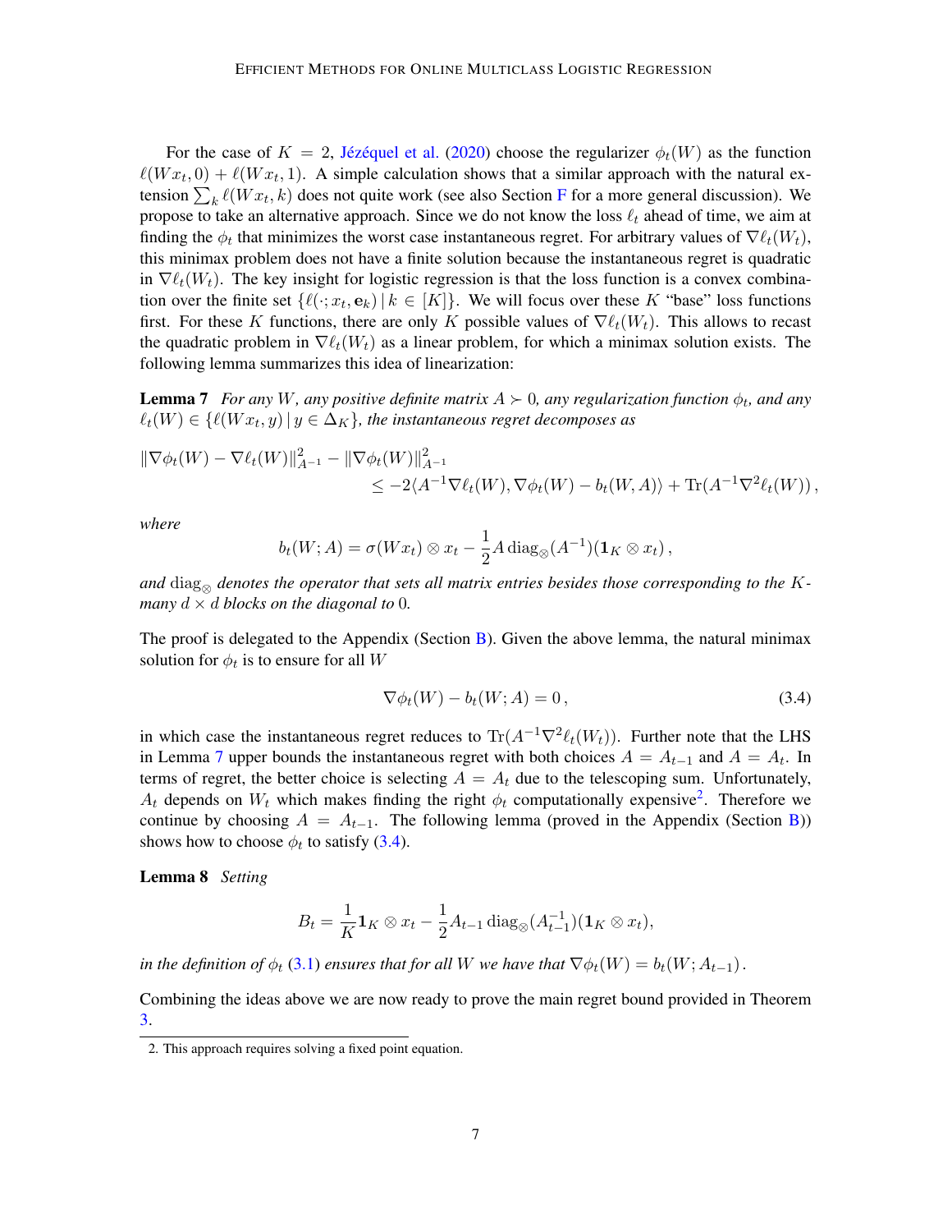For the case of $K = 2$, Jézéquel et al. (2020) choose the regularizer $\phi_t(W)$ as the function $\ell(Wx_t, 0) + \ell(Wx_t, 1)$. A simple calculation shows that a similar approach with the natural extension $\sum_k \ell(Wx_t, k)$ does not quite work (see also Section F for a more general discussion). We propose to take an alternative approach. Since we do not know the loss $\ell_t$ ahead of time, we aim at finding the $\phi_t$ that minimizes the worst case instantaneous regret. For arbitrary values of $\nabla \ell_t(W_t)$, this minimax problem does not have a finite solution because the instantaneous regret is quadratic in $\nabla \ell_t(W_t)$. The key insight for logistic regression is that the loss function is a convex combination over the finite set $\{\ell(\cdot; x_t, \mathbf{e}_k) \,|\, k \in [K]\}$. We will focus over these $K$ "base" loss functions first. For these $K$ functions, there are only $K$ possible values of $\nabla \ell_t(W_t)$. This allows to recast the quadratic problem in $\nabla \ell_t(W_t)$ as a linear problem, for which a minimax solution exists. The following lemma summarizes this idea of linearization:

**Lemma 7** *For any $W$, any positive definite matrix $A \succ 0$, any regularization function $\phi_t$, and any $\ell_t(W) \in \{\ell(Wx_t, y) \,|\, y \in \Delta_K\}$, the instantaneous regret decomposes as*

$$\|\nabla \phi_t(W) - \nabla \ell_t(W)\|^2_{A^{-1}} - \|\nabla \phi_t(W)\|^2_{A^{-1}} \\ \leq -2\langle A^{-1} \nabla \ell_t(W), \nabla \phi_t(W) - b_t(W, A)\rangle + \mathrm{Tr}(A^{-1} \nabla^2 \ell_t(W)),$$

*where*

$$b_t(W; A) = \sigma(Wx_t) \otimes x_t - \frac{1}{2} A \, \mathrm{diag}_\otimes(A^{-1})(\mathbf{1}_K \otimes x_t),$$

*and $\mathrm{diag}_\otimes$ denotes the operator that sets all matrix entries besides those corresponding to the $K$-many $d \times d$ blocks on the diagonal to 0.*

The proof is delegated to the Appendix (Section B). Given the above lemma, the natural minimax solution for $\phi_t$ is to ensure for all $W$

$$\nabla \phi_t(W) - b_t(W; A) = 0, \tag{3.4}$$

in which case the instantaneous regret reduces to $\mathrm{Tr}(A^{-1} \nabla^2 \ell_t(W_t))$. Further note that the LHS in Lemma 7 upper bounds the instantaneous regret with both choices $A = A_{t-1}$ and $A = A_t$. In terms of regret, the better choice is selecting $A = A_t$ due to the telescoping sum. Unfortunately, $A_t$ depends on $W_t$ which makes finding the right $\phi_t$ computationally expensive[2]. Therefore we continue by choosing $A = A_{t-1}$. The following lemma (proved in the Appendix (Section B)) shows how to choose $\phi_t$ to satisfy (3.4).

**Lemma 8** *Setting*

$$B_t = \frac{1}{K} \mathbf{1}_K \otimes x_t - \frac{1}{2} A_{t-1} \, \mathrm{diag}_\otimes(A_{t-1}^{-1})(\mathbf{1}_K \otimes x_t),$$

*in the definition of $\phi_t$ (3.1) ensures that for all $W$ we have that $\nabla \phi_t(W) = b_t(W; A_{t-1})$.*

Combining the ideas above we are now ready to prove the main regret bound provided in Theorem 3.

2. This approach requires solving a fixed point equation.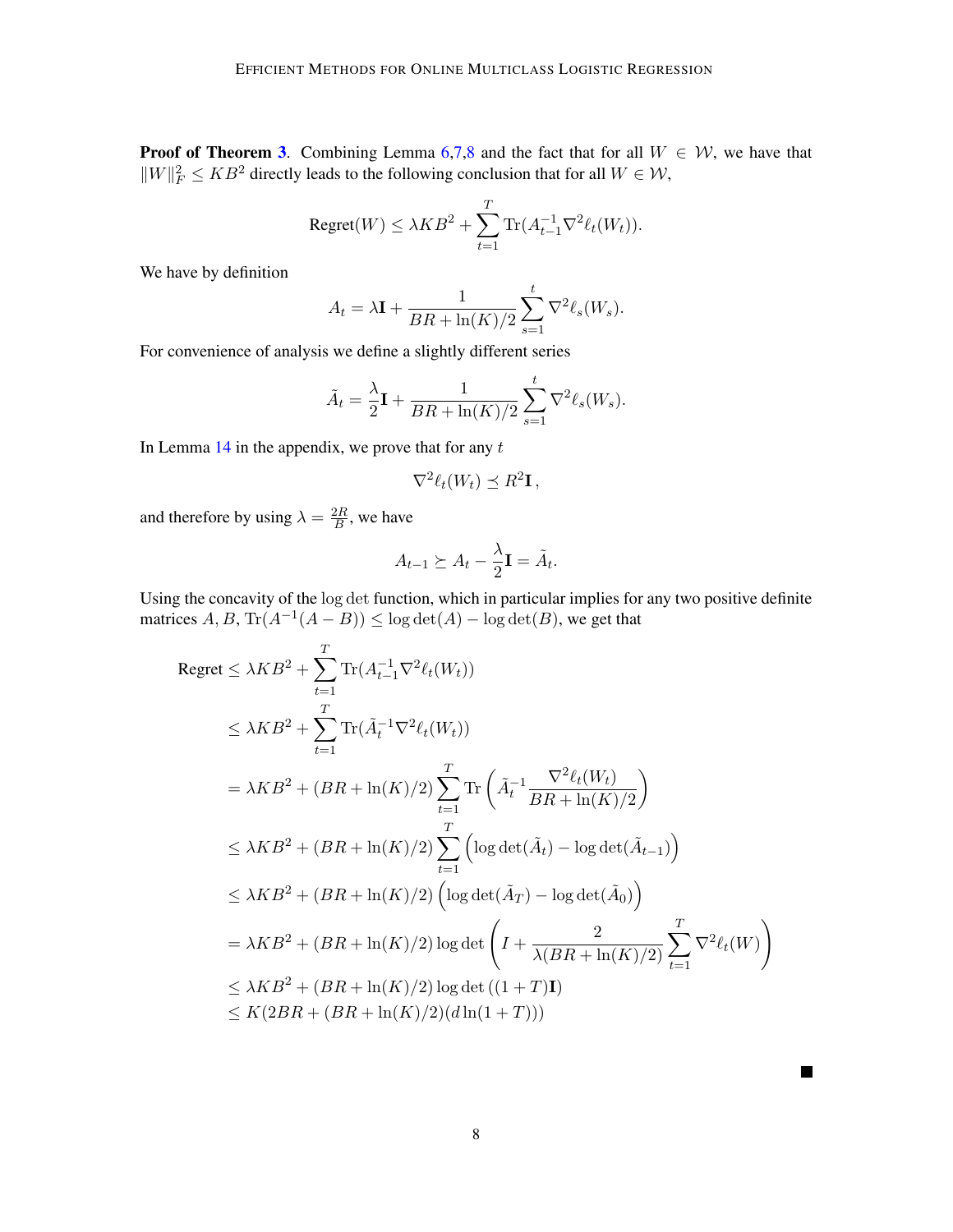**Proof of Theorem 3**. Combining Lemma 6,7,8 and the fact that for all $W \in \mathcal{W}$, we have that $\|W\|_F^2 \leq KB^2$ directly leads to the following conclusion that for all $W \in \mathcal{W}$,

$$\text{Regret}(W) \leq \lambda KB^2 + \sum_{t=1}^{T} \text{Tr}(A_{t-1}^{-1} \nabla^2 \ell_t(W_t)).$$

We have by definition

$$A_t = \lambda \mathbf{I} + \frac{1}{BR + \ln(K)/2} \sum_{s=1}^{t} \nabla^2 \ell_s(W_s).$$

For convenience of analysis we define a slightly different series

$$\tilde{A}_t = \frac{\lambda}{2} \mathbf{I} + \frac{1}{BR + \ln(K)/2} \sum_{s=1}^{t} \nabla^2 \ell_s(W_s).$$

In Lemma 14 in the appendix, we prove that for any $t$

$$\nabla^2 \ell_t(W_t) \preceq R^2 \mathbf{I}\,,$$

and therefore by using $\lambda = \frac{2R}{B}$, we have

$$A_{t-1} \succeq A_t - \frac{\lambda}{2}\mathbf{I} = \tilde{A}_t.$$

Using the concavity of the $\log\det$ function, which in particular implies for any two positive definite matrices $A, B$, $\text{Tr}(A^{-1}(A - B)) \leq \log\det(A) - \log\det(B)$, we get that

$$
\begin{aligned}
\text{Regret} &\leq \lambda KB^2 + \sum_{t=1}^{T} \text{Tr}(A_{t-1}^{-1} \nabla^2 \ell_t(W_t)) \\
&\leq \lambda KB^2 + \sum_{t=1}^{T} \text{Tr}(\tilde{A}_t^{-1} \nabla^2 \ell_t(W_t)) \\
&= \lambda KB^2 + (BR + \ln(K)/2) \sum_{t=1}^{T} \text{Tr}\left(\tilde{A}_t^{-1} \frac{\nabla^2 \ell_t(W_t)}{BR + \ln(K)/2}\right) \\
&\leq \lambda KB^2 + (BR + \ln(K)/2) \sum_{t=1}^{T} \left(\log\det(\tilde{A}_t) - \log\det(\tilde{A}_{t-1})\right) \\
&\leq \lambda KB^2 + (BR + \ln(K)/2) \left(\log\det(\tilde{A}_T) - \log\det(\tilde{A}_0)\right) \\
&= \lambda KB^2 + (BR + \ln(K)/2) \log\det\left(I + \frac{2}{\lambda(BR + \ln(K)/2)} \sum_{t=1}^{T} \nabla^2 \ell_t(W)\right) \\
&\leq \lambda KB^2 + (BR + \ln(K)/2) \log\det\left((1+T)\mathbf{I}\right) \\
&\leq K(2BR + (BR + \ln(K)/2)(d\ln(1+T)))
\end{aligned}
$$

■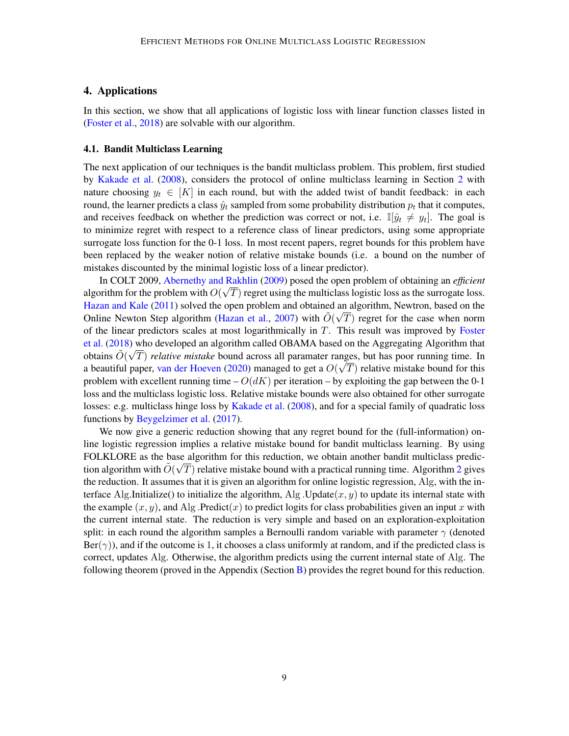## 4. Applications

In this section, we show that all applications of logistic loss with linear function classes listed in (Foster et al., 2018) are solvable with our algorithm.

### 4.1. Bandit Multiclass Learning

The next application of our techniques is the bandit multiclass problem. This problem, first studied by Kakade et al. (2008), considers the protocol of online multiclass learning in Section 2 with nature choosing $y_t \in [K]$ in each round, but with the added twist of bandit feedback: in each round, the learner predicts a class $\hat{y}_t$ sampled from some probability distribution $p_t$ that it computes, and receives feedback on whether the prediction was correct or not, i.e. $\mathbb{I}[\hat{y}_t \neq y_t]$. The goal is to minimize regret with respect to a reference class of linear predictors, using some appropriate surrogate loss function for the 0-1 loss. In most recent papers, regret bounds for this problem have been replaced by the weaker notion of relative mistake bounds (i.e. a bound on the number of mistakes discounted by the minimal logistic loss of a linear predictor).

In COLT 2009, Abernethy and Rakhlin (2009) posed the open problem of obtaining an *efficient* algorithm for the problem with $O(\sqrt{T})$ regret using the multiclass logistic loss as the surrogate loss. Hazan and Kale (2011) solved the open problem and obtained an algorithm, Newtron, based on the Online Newton Step algorithm (Hazan et al., 2007) with $\tilde{O}(\sqrt{T})$ regret for the case when norm of the linear predictors scales at most logarithmically in $T$. This result was improved by Foster et al. (2018) who developed an algorithm called OBAMA based on the Aggregating Algorithm that obtains $\tilde{O}(\sqrt{T})$ *relative mistake* bound across all paramater ranges, but has poor running time. In a beautiful paper, van der Hoeven (2020) managed to get a $O(\sqrt{T})$ relative mistake bound for this problem with excellent running time – $O(dK)$ per iteration – by exploiting the gap between the 0-1 loss and the multiclass logistic loss. Relative mistake bounds were also obtained for other surrogate losses: e.g. multiclass hinge loss by Kakade et al. (2008), and for a special family of quadratic loss functions by Beygelzimer et al. (2017).

We now give a generic reduction showing that any regret bound for the (full-information) online logistic regression implies a relative mistake bound for bandit multiclass learning. By using FOLKLORE as the base algorithm for this reduction, we obtain another bandit multiclass prediction algorithm with $\tilde{O}(\sqrt{T})$ relative mistake bound with a practical running time. Algorithm 2 gives the reduction. It assumes that it is given an algorithm for online logistic regression, $\mathrm{Alg}$, with the interface $\mathrm{Alg}$.Initialize() to initialize the algorithm, $\mathrm{Alg}$ .Update$(x, y)$ to update its internal state with the example $(x, y)$, and $\mathrm{Alg}$ .Predict$(x)$ to predict logits for class probabilities given an input $x$ with the current internal state. The reduction is very simple and based on an exploration-exploitation split: in each round the algorithm samples a Bernoulli random variable with parameter $\gamma$ (denoted Ber$(\gamma)$), and if the outcome is 1, it chooses a class uniformly at random, and if the predicted class is correct, updates $\mathrm{Alg}$. Otherwise, the algorithm predicts using the current internal state of $\mathrm{Alg}$. The following theorem (proved in the Appendix (Section B) provides the regret bound for this reduction.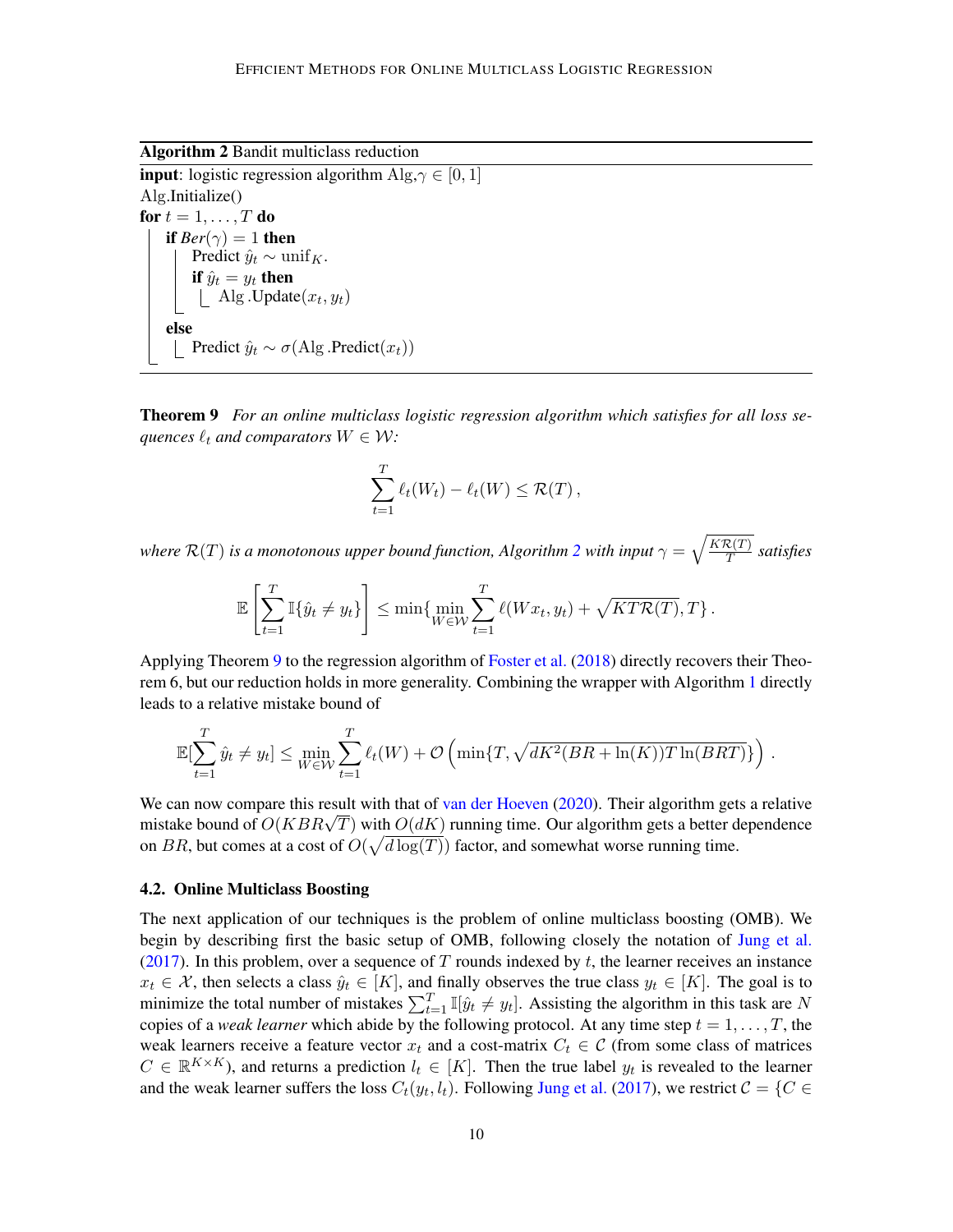**Algorithm 2** Bandit multiclass reduction

```
input: logistic regression algorithm Alg, γ ∈ [0, 1]
Alg.Initialize()
for t = 1, ..., T do
    if Ber(γ) = 1 then
        Predict ŷ_t ~ unif_K.
        if ŷ_t = y_t then
            Alg.Update(x_t, y_t)
    else
        Predict ŷ_t ~ σ(Alg.Predict(x_t))
```

**Theorem 9** *For an online multiclass logistic regression algorithm which satisfies for all loss sequences $\ell_t$ and comparators $W \in \mathcal{W}$:*

$$\sum_{t=1}^{T} \ell_t(W_t) - \ell_t(W) \leq \mathcal{R}(T)\,,$$

*where $\mathcal{R}(T)$ is a monotonous upper bound function, Algorithm 2 with input $\gamma = \sqrt{\frac{K\mathcal{R}(T)}{T}}$ satisfies*

$$\mathbb{E}\left[\sum_{t=1}^{T} \mathbb{I}\{\hat{y}_t \neq y_t\}\right] \leq \min\{\min_{W \in \mathcal{W}} \sum_{t=1}^{T} \ell(Wx_t, y_t) + \sqrt{KT\mathcal{R}(T)}, T\}\,.$$

Applying Theorem 9 to the regression algorithm of Foster et al. (2018) directly recovers their Theorem 6, but our reduction holds in more generality. Combining the wrapper with Algorithm 1 directly leads to a relative mistake bound of

$$\mathbb{E}[\sum_{t=1}^{T} \hat{y}_t \neq y_t] \leq \min_{W \in \mathcal{W}} \sum_{t=1}^{T} \ell_t(W) + \mathcal{O}\left(\min\{T, \sqrt{dK^2(BR + \ln(K))T\ln(BRT)}\}\right)\,.$$

We can now compare this result with that of van der Hoeven (2020). Their algorithm gets a relative mistake bound of $O(KBR\sqrt{T})$ with $O(dK)$ running time. Our algorithm gets a better dependence on $BR$, but comes at a cost of $O(\sqrt{d\log(T)})$ factor, and somewhat worse running time.

### 4.2. Online Multiclass Boosting

The next application of our techniques is the problem of online multiclass boosting (OMB). We begin by describing first the basic setup of OMB, following closely the notation of Jung et al. (2017). In this problem, over a sequence of $T$ rounds indexed by $t$, the learner receives an instance $x_t \in \mathcal{X}$, then selects a class $\hat{y}_t \in [K]$, and finally observes the true class $y_t \in [K]$. The goal is to minimize the total number of mistakes $\sum_{t=1}^{T} \mathbb{I}[\hat{y}_t \neq y_t]$. Assisting the algorithm in this task are $N$ copies of a *weak learner* which abide by the following protocol. At any time step $t = 1, \ldots, T$, the weak learners receive a feature vector $x_t$ and a cost-matrix $C_t \in \mathcal{C}$ (from some class of matrices $C \in \mathbb{R}^{K \times K}$), and returns a prediction $l_t \in [K]$. Then the true label $y_t$ is revealed to the learner and the weak learner suffers the loss $C_t(y_t, l_t)$. Following Jung et al. (2017), we restrict $\mathcal{C} = \{C \in$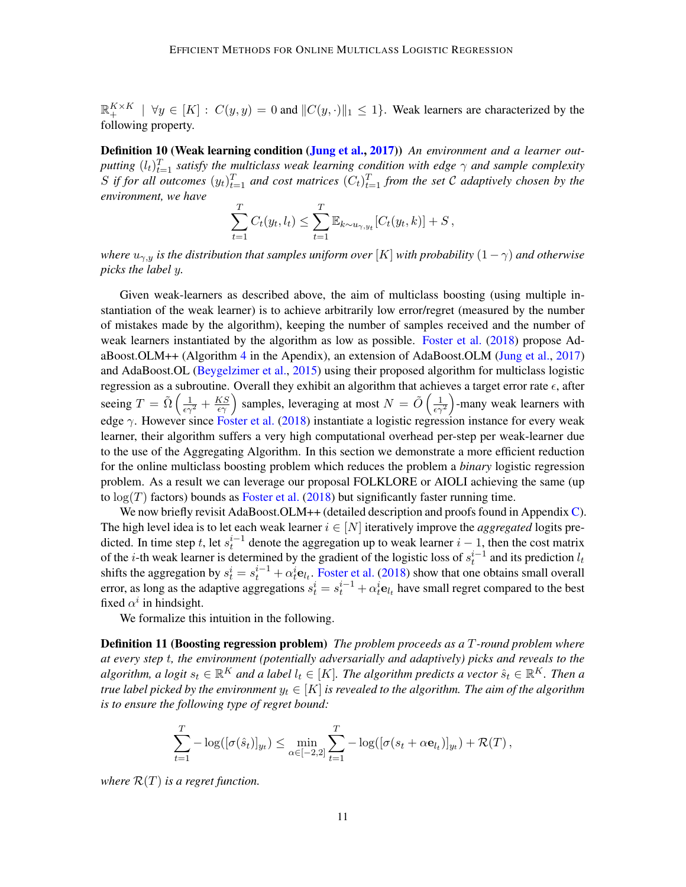$\mathbb{R}_+^{K \times K} \mid \forall y \in [K] : C(y, y) = 0$ and $\|C(y, \cdot)\|_1 \leq 1\}$. Weak learners are characterized by the following property.

**Definition 10 (Weak learning condition (Jung et al., 2017))** *An environment and a learner outputting $(l_t)_{t=1}^T$ satisfy the multiclass weak learning condition with edge $\gamma$ and sample complexity $S$ if for all outcomes $(y_t)_{t=1}^T$ and cost matrices $(C_t)_{t=1}^T$ from the set $\mathcal{C}$ adaptively chosen by the environment, we have*

$$\sum_{t=1}^{T} C_t(y_t, l_t) \leq \sum_{t=1}^{T} \mathbb{E}_{k \sim u_{\gamma, y_t}}[C_t(y_t, k)] + S \,,$$

*where $u_{\gamma,y}$ is the distribution that samples uniform over $[K]$ with probability $(1-\gamma)$ and otherwise picks the label $y$.*

Given weak-learners as described above, the aim of multiclass boosting (using multiple instantiation of the weak learner) is to achieve arbitrarily low error/regret (measured by the number of mistakes made by the algorithm), keeping the number of samples received and the number of weak learners instantiated by the algorithm as low as possible. Foster et al. (2018) propose AdaBoost.OLM++ (Algorithm 4 in the Apendix), an extension of AdaBoost.OLM (Jung et al., 2017) and AdaBoost.OL (Beygelzimer et al., 2015) using their proposed algorithm for multiclass logistic regression as a subroutine. Overall they exhibit an algorithm that achieves a target error rate $\epsilon$, after seeing $T = \tilde{\Omega}\left(\frac{1}{\epsilon \gamma^2} + \frac{KS}{\epsilon \gamma}\right)$ samples, leveraging at most $N = \tilde{O}\left(\frac{1}{\epsilon \gamma^2}\right)$-many weak learners with edge $\gamma$. However since Foster et al. (2018) instantiate a logistic regression instance for every weak learner, their algorithm suffers a very high computational overhead per-step per weak-learner due to the use of the Aggregating Algorithm. In this section we demonstrate a more efficient reduction for the online multiclass boosting problem which reduces the problem a *binary* logistic regression problem. As a result we can leverage our proposal FOLKLORE or AIOLI achieving the same (up to $\log(T)$ factors) bounds as Foster et al. (2018) but significantly faster running time.

We now briefly revisit AdaBoost.OLM++ (detailed description and proofs found in Appendix C). The high level idea is to let each weak learner $i \in [N]$ iteratively improve the *aggregated* logits predicted. In time step $t$, let $s_t^{i-1}$ denote the aggregation up to weak learner $i-1$, then the cost matrix of the $i$-th weak learner is determined by the gradient of the logistic loss of $s_t^{i-1}$ and its prediction $l_t$ shifts the aggregation by $s_t^i = s_t^{i-1} + \alpha_t^i \mathbf{e}_{l_t}$. Foster et al. (2018) show that one obtains small overall error, as long as the adaptive aggregations $s_t^i = s_t^{i-1} + \alpha_t^i \mathbf{e}_{l_t}$ have small regret compared to the best fixed $\alpha^i$ in hindsight.

We formalize this intuition in the following.

**Definition 11 (Boosting regression problem)** *The problem proceeds as a $T$-round problem where at every step $t$, the environment (potentially adversarially and adaptively) picks and reveals to the algorithm, a logit $s_t \in \mathbb{R}^K$ and a label $l_t \in [K]$. The algorithm predicts a vector $\hat{s}_t \in \mathbb{R}^K$. Then a true label picked by the environment $y_t \in [K]$ is revealed to the algorithm. The aim of the algorithm is to ensure the following type of regret bound:*

$$\sum_{t=1}^{T} -\log([\sigma(\hat{s}_t)]_{y_t}) \leq \min_{\alpha \in [-2,2]} \sum_{t=1}^{T} -\log([\sigma(s_t + \alpha \mathbf{e}_{l_t})]_{y_t}) + \mathcal{R}(T) \,,$$

*where $\mathcal{R}(T)$ is a regret function.*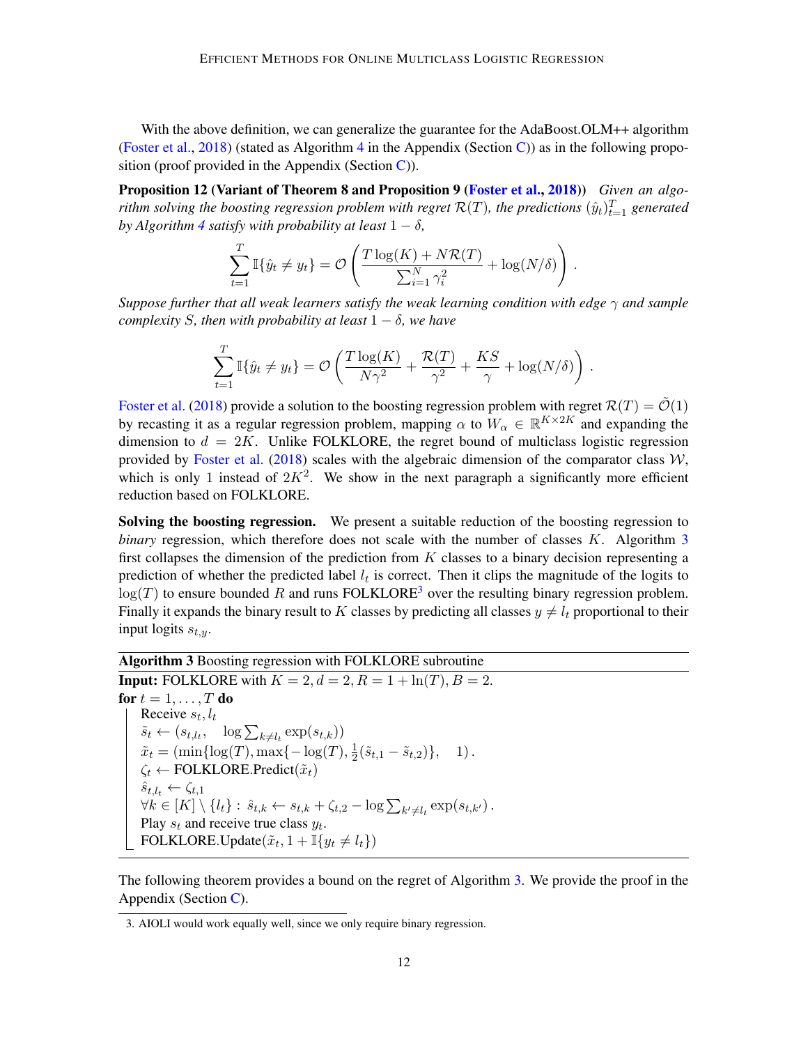With the above definition, we can generalize the guarantee for the AdaBoost.OLM++ algorithm (Foster et al., 2018) (stated as Algorithm 4 in the Appendix (Section C)) as in the following proposition (proof provided in the Appendix (Section C)).

**Proposition 12 (Variant of Theorem 8 and Proposition 9 (Foster et al., 2018))** *Given an algorithm solving the boosting regression problem with regret $\mathcal{R}(T)$, the predictions $(\hat{y}_t)_{t=1}^T$ generated by Algorithm 4 satisfy with probability at least $1-\delta$,*

$$\sum_{t=1}^{T} \mathbb{I}\{\hat{y}_t \neq y_t\} = \mathcal{O}\left(\frac{T\log(K) + N\mathcal{R}(T)}{\sum_{i=1}^{N}\gamma_i^2} + \log(N/\delta)\right).$$

*Suppose further that all weak learners satisfy the weak learning condition with edge $\gamma$ and sample complexity $S$, then with probability at least $1-\delta$, we have*

$$\sum_{t=1}^{T} \mathbb{I}\{\hat{y}_t \neq y_t\} = \mathcal{O}\left(\frac{T\log(K)}{N\gamma^2} + \frac{\mathcal{R}(T)}{\gamma^2} + \frac{KS}{\gamma} + \log(N/\delta)\right).$$

Foster et al. (2018) provide a solution to the boosting regression problem with regret $\mathcal{R}(T) = \tilde{\mathcal{O}}(1)$ by recasting it as a regular regression problem, mapping $\alpha$ to $W_\alpha \in \mathbb{R}^{K\times 2K}$ and expanding the dimension to $d = 2K$. Unlike FOLKLORE, the regret bound of multiclass logistic regression provided by Foster et al. (2018) scales with the algebraic dimension of the comparator class $\mathcal{W}$, which is only 1 instead of $2K^2$. We show in the next paragraph a significantly more efficient reduction based on FOLKLORE.

**Solving the boosting regression.** We present a suitable reduction of the boosting regression to *binary* regression, which therefore does not scale with the number of classes $K$. Algorithm 3 first collapses the dimension of the prediction from $K$ classes to a binary decision representing a prediction of whether the predicted label $l_t$ is correct. Then it clips the magnitude of the logits to $\log(T)$ to ensure bounded $R$ and runs FOLKLORE[3] over the resulting binary regression problem. Finally it expands the binary result to $K$ classes by predicting all classes $y \neq l_t$ proportional to their input logits $s_{t,y}$.

**Algorithm 3** Boosting regression with FOLKLORE subroutine

**Input:** FOLKLORE with $K=2, d=2, R=1+\ln(T), B=2$.

**for** $t = 1, \ldots, T$ **do**
- Receive $s_t, l_t$
- $\tilde{s}_t \leftarrow (s_{t,l_t}, \quad \log\sum_{k\neq l_t}\exp(s_{t,k}))$
- $\tilde{x}_t = (\min\{\log(T), \max\{-\log(T), \frac{1}{2}(\tilde{s}_{t,1} - \tilde{s}_{t,2})\}, \quad 1)$.
- $\zeta_t \leftarrow$ FOLKLORE.Predict$(\tilde{x}_t)$
- $\hat{s}_{t,l_t} \leftarrow \zeta_{t,1}$
- $\forall k \in [K]\setminus\{l_t\}:\ \hat{s}_{t,k} \leftarrow s_{t,k} + \zeta_{t,2} - \log\sum_{k'\neq l_t}\exp(s_{t,k'})$.
- Play $s_t$ and receive true class $y_t$.
- FOLKLORE.Update$(\tilde{x}_t, 1 + \mathbb{I}\{y_t \neq l_t\})$

The following theorem provides a bound on the regret of Algorithm 3. We provide the proof in the Appendix (Section C).

[3] AIOLI would work equally well, since we only require binary regression.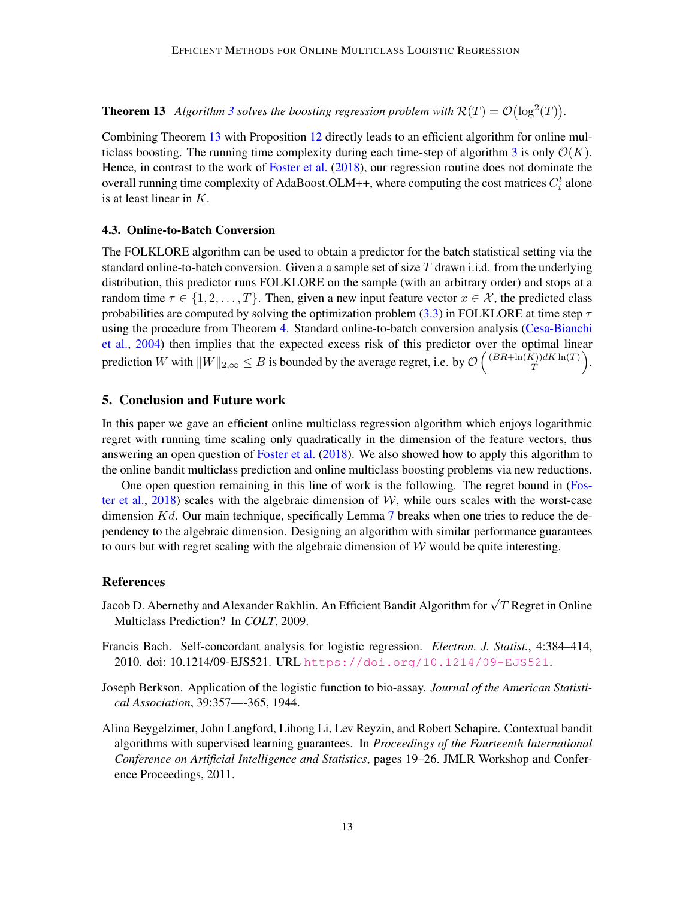**Theorem 13** *Algorithm 3 solves the boosting regression problem with $\mathcal{R}(T) = \mathcal{O}(\log^2(T))$.*

Combining Theorem 13 with Proposition 12 directly leads to an efficient algorithm for online multiclass boosting. The running time complexity during each time-step of algorithm 3 is only $\mathcal{O}(K)$. Hence, in contrast to the work of Foster et al. (2018), our regression routine does not dominate the overall running time complexity of AdaBoost.OLM++, where computing the cost matrices $C_i^t$ alone is at least linear in $K$.

### 4.3. Online-to-Batch Conversion

The FOLKLORE algorithm can be used to obtain a predictor for the batch statistical setting via the standard online-to-batch conversion. Given a a sample set of size $T$ drawn i.i.d. from the underlying distribution, this predictor runs FOLKLORE on the sample (with an arbitrary order) and stops at a random time $\tau \in \{1, 2, \dots, T\}$. Then, given a new input feature vector $x \in \mathcal{X}$, the predicted class probabilities are computed by solving the optimization problem (3.3) in FOLKLORE at time step $\tau$ using the procedure from Theorem 4. Standard online-to-batch conversion analysis (Cesa-Bianchi et al., 2004) then implies that the expected excess risk of this predictor over the optimal linear prediction $W$ with $\|W\|_{2,\infty} \leq B$ is bounded by the average regret, i.e. by $\mathcal{O}\left(\frac{(BR+\ln(K))dK\ln(T)}{T}\right)$.

## 5. Conclusion and Future work

In this paper we gave an efficient online multiclass regression algorithm which enjoys logarithmic regret with running time scaling only quadratically in the dimension of the feature vectors, thus answering an open question of Foster et al. (2018). We also showed how to apply this algorithm to the online bandit multiclass prediction and online multiclass boosting problems via new reductions.

One open question remaining in this line of work is the following. The regret bound in (Foster et al., 2018) scales with the algebraic dimension of $\mathcal{W}$, while ours scales with the worst-case dimension $Kd$. Our main technique, specifically Lemma 7 breaks when one tries to reduce the dependency to the algebraic dimension. Designing an algorithm with similar performance guarantees to ours but with regret scaling with the algebraic dimension of $\mathcal{W}$ would be quite interesting.

## References

Jacob D. Abernethy and Alexander Rakhlin. An Efficient Bandit Algorithm for $\sqrt{T}$ Regret in Online Multiclass Prediction? In *COLT*, 2009.

Francis Bach. Self-concordant analysis for logistic regression. *Electron. J. Statist.*, 4:384–414, 2010. doi: 10.1214/09-EJS521. URL https://doi.org/10.1214/09-EJS521.

Joseph Berkson. Application of the logistic function to bio-assay. *Journal of the American Statistical Association*, 39:357—-365, 1944.

Alina Beygelzimer, John Langford, Lihong Li, Lev Reyzin, and Robert Schapire. Contextual bandit algorithms with supervised learning guarantees. In *Proceedings of the Fourteenth International Conference on Artificial Intelligence and Statistics*, pages 19–26. JMLR Workshop and Conference Proceedings, 2011.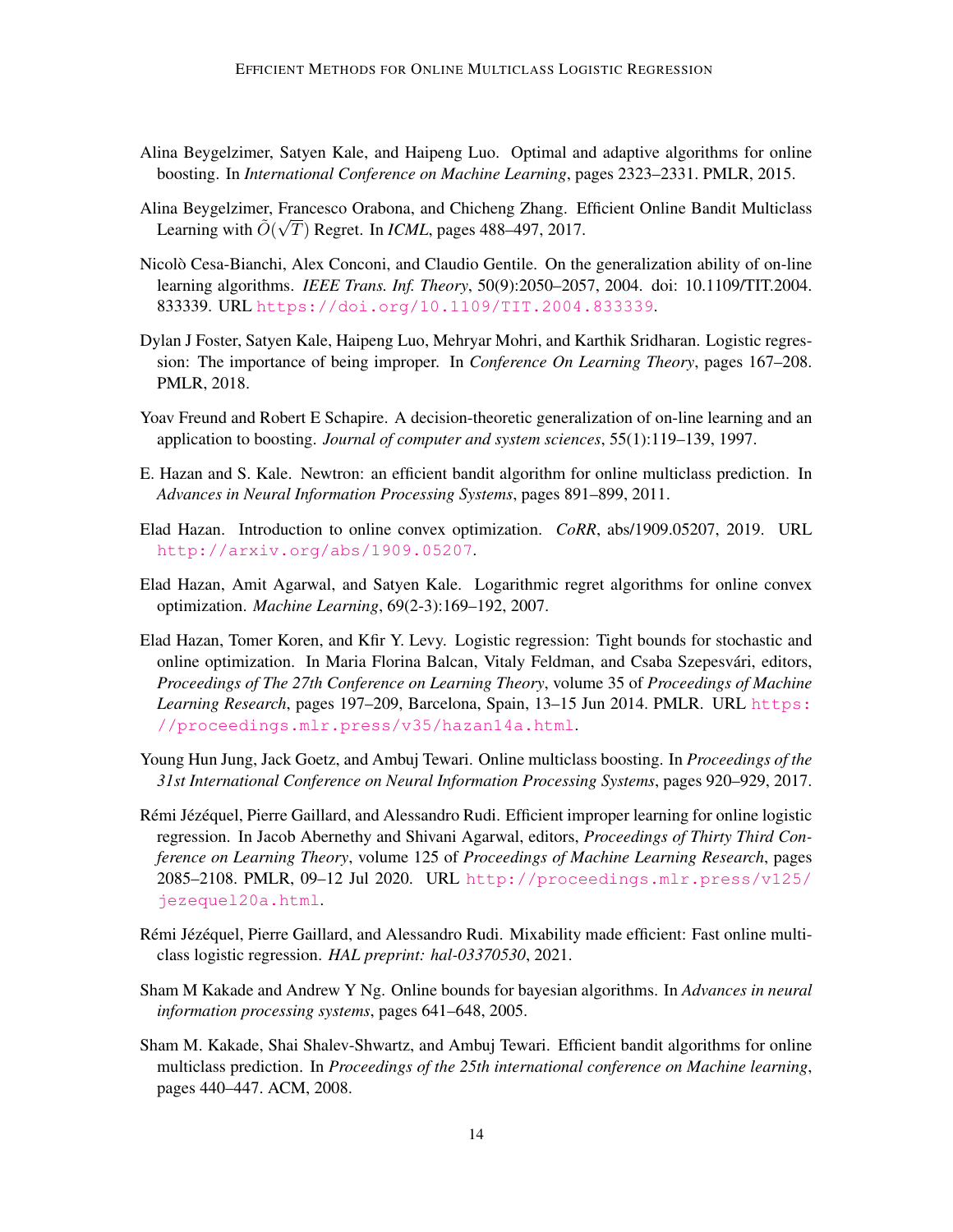Alina Beygelzimer, Satyen Kale, and Haipeng Luo. Optimal and adaptive algorithms for online boosting. In *International Conference on Machine Learning*, pages 2323–2331. PMLR, 2015.

Alina Beygelzimer, Francesco Orabona, and Chicheng Zhang. Efficient Online Bandit Multiclass Learning with $\tilde{O}(\sqrt{T})$ Regret. In *ICML*, pages 488–497, 2017.

Nicolò Cesa-Bianchi, Alex Conconi, and Claudio Gentile. On the generalization ability of on-line learning algorithms. *IEEE Trans. Inf. Theory*, 50(9):2050–2057, 2004. doi: 10.1109/TIT.2004.833339. URL https://doi.org/10.1109/TIT.2004.833339.

Dylan J Foster, Satyen Kale, Haipeng Luo, Mehryar Mohri, and Karthik Sridharan. Logistic regression: The importance of being improper. In *Conference On Learning Theory*, pages 167–208. PMLR, 2018.

Yoav Freund and Robert E Schapire. A decision-theoretic generalization of on-line learning and an application to boosting. *Journal of computer and system sciences*, 55(1):119–139, 1997.

E. Hazan and S. Kale. Newtron: an efficient bandit algorithm for online multiclass prediction. In *Advances in Neural Information Processing Systems*, pages 891–899, 2011.

Elad Hazan. Introduction to online convex optimization. *CoRR*, abs/1909.05207, 2019. URL http://arxiv.org/abs/1909.05207.

Elad Hazan, Amit Agarwal, and Satyen Kale. Logarithmic regret algorithms for online convex optimization. *Machine Learning*, 69(2-3):169–192, 2007.

Elad Hazan, Tomer Koren, and Kfir Y. Levy. Logistic regression: Tight bounds for stochastic and online optimization. In Maria Florina Balcan, Vitaly Feldman, and Csaba Szepesvári, editors, *Proceedings of The 27th Conference on Learning Theory*, volume 35 of *Proceedings of Machine Learning Research*, pages 197–209, Barcelona, Spain, 13–15 Jun 2014. PMLR. URL https://proceedings.mlr.press/v35/hazan14a.html.

Young Hun Jung, Jack Goetz, and Ambuj Tewari. Online multiclass boosting. In *Proceedings of the 31st International Conference on Neural Information Processing Systems*, pages 920–929, 2017.

Rémi Jézéquel, Pierre Gaillard, and Alessandro Rudi. Efficient improper learning for online logistic regression. In Jacob Abernethy and Shivani Agarwal, editors, *Proceedings of Thirty Third Conference on Learning Theory*, volume 125 of *Proceedings of Machine Learning Research*, pages 2085–2108. PMLR, 09–12 Jul 2020. URL http://proceedings.mlr.press/v125/jezequel20a.html.

Rémi Jézéquel, Pierre Gaillard, and Alessandro Rudi. Mixability made efficient: Fast online multiclass logistic regression. *HAL preprint: hal-03370530*, 2021.

Sham M Kakade and Andrew Y Ng. Online bounds for bayesian algorithms. In *Advances in neural information processing systems*, pages 641–648, 2005.

Sham M. Kakade, Shai Shalev-Shwartz, and Ambuj Tewari. Efficient bandit algorithms for online multiclass prediction. In *Proceedings of the 25th international conference on Machine learning*, pages 440–447. ACM, 2008.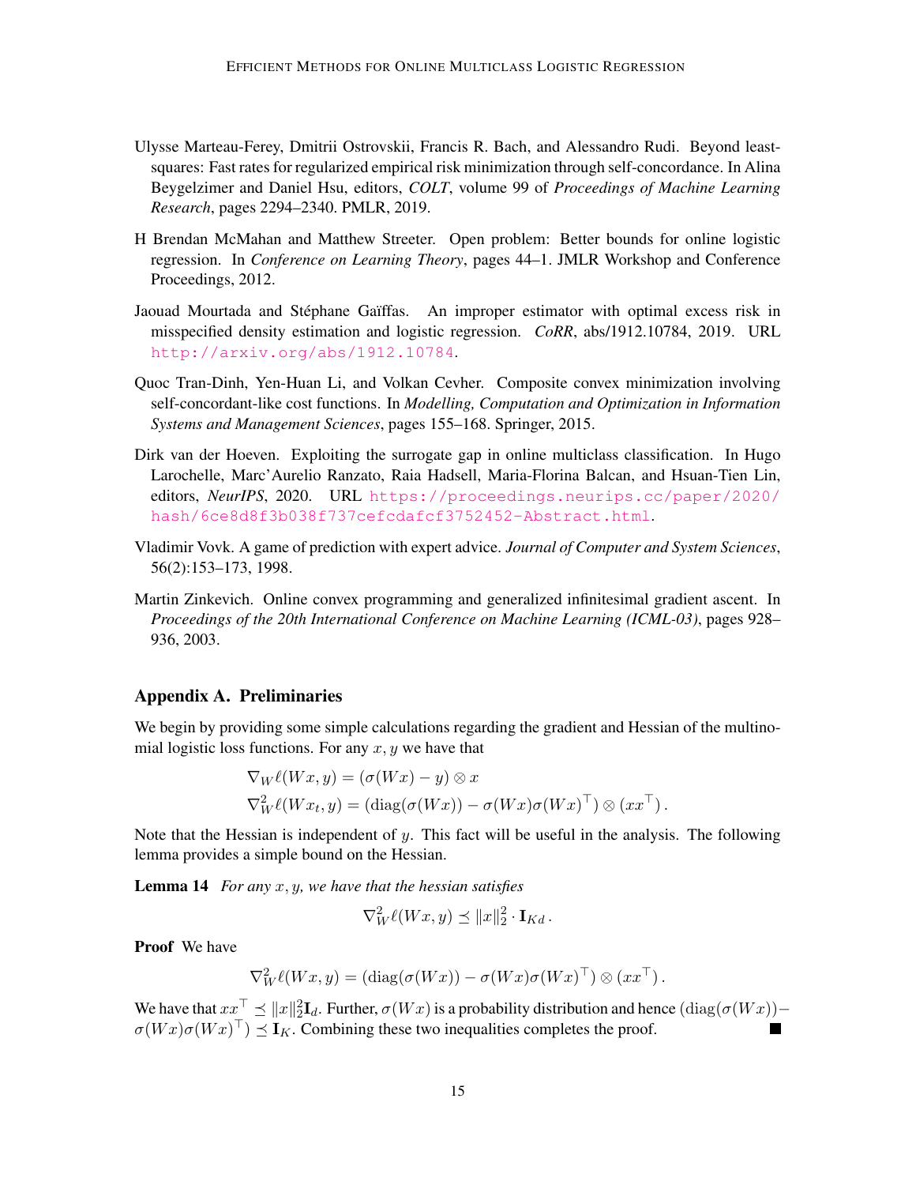Ulysse Marteau-Ferey, Dmitrii Ostrovskii, Francis R. Bach, and Alessandro Rudi. Beyond least-squares: Fast rates for regularized empirical risk minimization through self-concordance. In Alina Beygelzimer and Daniel Hsu, editors, *COLT*, volume 99 of *Proceedings of Machine Learning Research*, pages 2294–2340. PMLR, 2019.

H Brendan McMahan and Matthew Streeter. Open problem: Better bounds for online logistic regression. In *Conference on Learning Theory*, pages 44–1. JMLR Workshop and Conference Proceedings, 2012.

Jaouad Mourtada and Stéphane Gaïffas. An improper estimator with optimal excess risk in misspecified density estimation and logistic regression. *CoRR*, abs/1912.10784, 2019. URL http://arxiv.org/abs/1912.10784.

Quoc Tran-Dinh, Yen-Huan Li, and Volkan Cevher. Composite convex minimization involving self-concordant-like cost functions. In *Modelling, Computation and Optimization in Information Systems and Management Sciences*, pages 155–168. Springer, 2015.

Dirk van der Hoeven. Exploiting the surrogate gap in online multiclass classification. In Hugo Larochelle, Marc'Aurelio Ranzato, Raia Hadsell, Maria-Florina Balcan, and Hsuan-Tien Lin, editors, *NeurIPS*, 2020. URL https://proceedings.neurips.cc/paper/2020/hash/6ce8d8f3b038f737cefcdafcf3752452-Abstract.html.

Vladimir Vovk. A game of prediction with expert advice. *Journal of Computer and System Sciences*, 56(2):153–173, 1998.

Martin Zinkevich. Online convex programming and generalized infinitesimal gradient ascent. In *Proceedings of the 20th International Conference on Machine Learning (ICML-03)*, pages 928–936, 2003.

## Appendix A. Preliminaries

We begin by providing some simple calculations regarding the gradient and Hessian of the multinomial logistic loss functions. For any $x, y$ we have that

$$
\begin{aligned}
&\nabla_W \ell(Wx, y) = (\sigma(Wx) - y) \otimes x \\
&\nabla^2_W \ell(Wx_t, y) = (\operatorname{diag}(\sigma(Wx)) - \sigma(Wx)\sigma(Wx)^\top) \otimes (xx^\top)\,.
\end{aligned}
$$

Note that the Hessian is independent of $y$. This fact will be useful in the analysis. The following lemma provides a simple bound on the Hessian.

**Lemma 14** *For any $x, y$, we have that the hessian satisfies*

$$
\nabla^2_W \ell(Wx, y) \preceq \|x\|_2^2 \cdot \mathbf{I}_{Kd}\,.
$$

**Proof** We have

$$
\nabla^2_W \ell(Wx, y) = (\operatorname{diag}(\sigma(Wx)) - \sigma(Wx)\sigma(Wx)^\top) \otimes (xx^\top)\,.
$$

We have that $xx^\top \preceq \|x\|_2^2 \mathbf{I}_d$. Further, $\sigma(Wx)$ is a probability distribution and hence $(\operatorname{diag}(\sigma(Wx)) - \sigma(Wx)\sigma(Wx)^\top) \preceq \mathbf{I}_K$. Combining these two inequalities completes the proof. ∎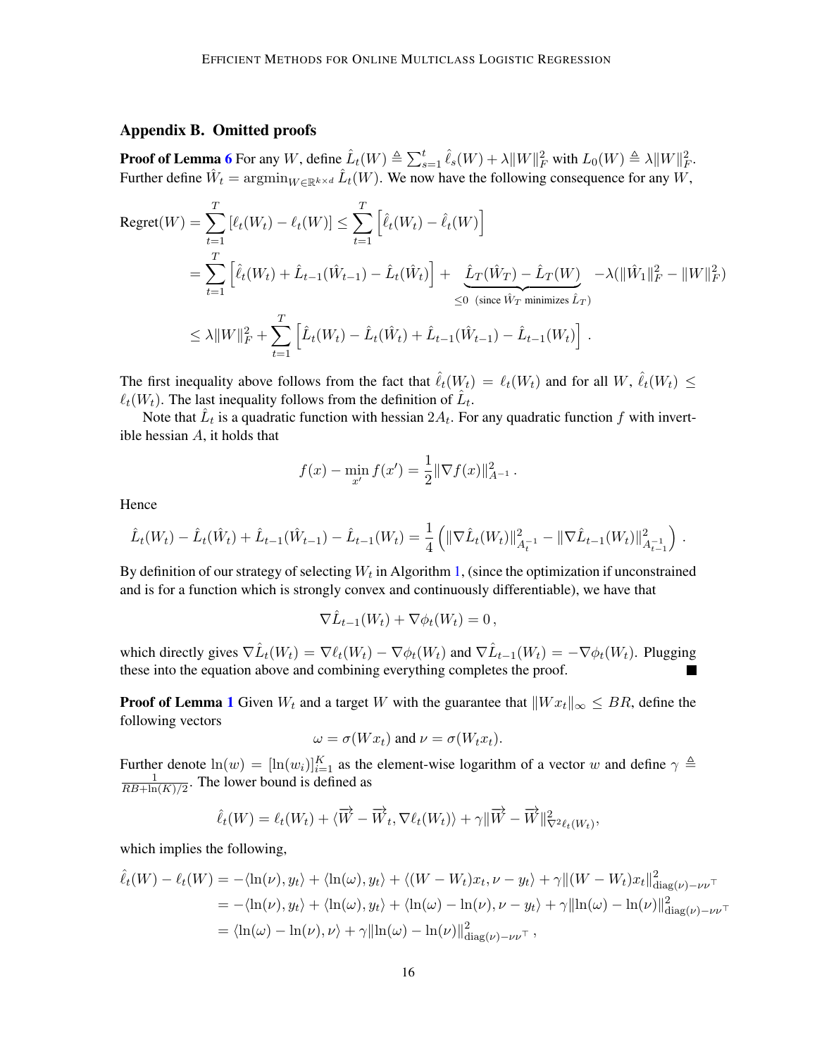## Appendix B. Omitted proofs

**Proof of Lemma 6** For any $W$, define $\hat{L}_t(W) \triangleq \sum_{s=1}^{t} \hat{\ell}_s(W) + \lambda \|W\|_F^2$ with $L_0(W) \triangleq \lambda \|W\|_F^2$. Further define $\hat{W}_t = \mathrm{argmin}_{W \in \mathbb{R}^{k \times d}} \hat{L}_t(W)$. We now have the following consequence for any $W$,

$$
\begin{aligned}
\text{Regret}(W) &= \sum_{t=1}^{T} [\ell_t(W_t) - \ell_t(W)] \leq \sum_{t=1}^{T} \left[\hat{\ell}_t(W_t) - \hat{\ell}_t(W)\right] \\
&= \sum_{t=1}^{T} \left[\hat{\ell}_t(W_t) + \hat{L}_{t-1}(\hat{W}_{t-1}) - \hat{L}_t(\hat{W}_t)\right] + \underbrace{\hat{L}_T(\hat{W}_T) - \hat{L}_T(W)}_{\leq 0 \ \ (\text{since } \hat{W}_T \text{ minimizes } \hat{L}_T)} - \lambda(\|\hat{W}_1\|_F^2 - \|W\|_F^2) \\
&\leq \lambda \|W\|_F^2 + \sum_{t=1}^{T} \left[\hat{L}_t(W_t) - \hat{L}_t(\hat{W}_t) + \hat{L}_{t-1}(\hat{W}_{t-1}) - \hat{L}_{t-1}(W_t)\right].
\end{aligned}
$$

The first inequality above follows from the fact that $\hat{\ell}_t(W_t) = \ell_t(W_t)$ and for all $W$, $\hat{\ell}_t(W_t) \leq \ell_t(W_t)$. The last inequality follows from the definition of $\hat{L}_t$.

Note that $\hat{L}_t$ is a quadratic function with hessian $2A_t$. For any quadratic function $f$ with invertible hessian $A$, it holds that

$$
f(x) - \min_{x'} f(x') = \frac{1}{2} \|\nabla f(x)\|_{A^{-1}}^2 .
$$

Hence

$$
\hat{L}_t(W_t) - \hat{L}_t(\hat{W}_t) + \hat{L}_{t-1}(\hat{W}_{t-1}) - \hat{L}_{t-1}(W_t) = \frac{1}{4} \left( \|\nabla \hat{L}_t(W_t)\|_{A_t^{-1}}^2 - \|\nabla \hat{L}_{t-1}(W_t)\|_{A_{t-1}^{-1}}^2 \right).
$$

By definition of our strategy of selecting $W_t$ in Algorithm 1, (since the optimization if unconstrained and is for a function which is strongly convex and continuously differentiable), we have that

$$
\nabla \hat{L}_{t-1}(W_t) + \nabla \phi_t(W_t) = 0 ,
$$

which directly gives $\nabla \hat{L}_t(W_t) = \nabla \ell_t(W_t) - \nabla \phi_t(W_t)$ and $\nabla \hat{L}_{t-1}(W_t) = -\nabla \phi_t(W_t)$. Plugging these into the equation above and combining everything completes the proof. ■

**Proof of Lemma 1** Given $W_t$ and a target $W$ with the guarantee that $\|W x_t\|_\infty \leq BR$, define the following vectors

$$
\omega = \sigma(W x_t) \text{ and } \nu = \sigma(W_t x_t).
$$

Further denote $\ln(w) = [\ln(w_i)]_{i=1}^{K}$ as the element-wise logarithm of a vector $w$ and define $\gamma \triangleq \frac{1}{RB + \ln(K)/2}$. The lower bound is defined as

$$
\hat{\ell}_t(W) = \ell_t(W_t) + \langle \overrightarrow{W} - \overrightarrow{W}_t, \nabla \ell_t(W_t) \rangle + \gamma \|\overrightarrow{W} - \overrightarrow{W}\|_{\nabla^2 \ell_t(W_t)}^2,
$$

which implies the following,

$$
\begin{aligned}
\hat{\ell}_t(W) - \ell_t(W) &= -\langle \ln(\nu), y_t \rangle + \langle \ln(\omega), y_t \rangle + \langle (W - W_t) x_t, \nu - y_t \rangle + \gamma \|(W - W_t) x_t\|_{\mathrm{diag}(\nu) - \nu\nu^\top}^2 \\
&= -\langle \ln(\nu), y_t \rangle + \langle \ln(\omega), y_t \rangle + \langle \ln(\omega) - \ln(\nu), \nu - y_t \rangle + \gamma \|\ln(\omega) - \ln(\nu)\|_{\mathrm{diag}(\nu) - \nu\nu^\top}^2 \\
&= \langle \ln(\omega) - \ln(\nu), \nu \rangle + \gamma \|\ln(\omega) - \ln(\nu)\|_{\mathrm{diag}(\nu) - \nu\nu^\top}^2 ,
\end{aligned}
$$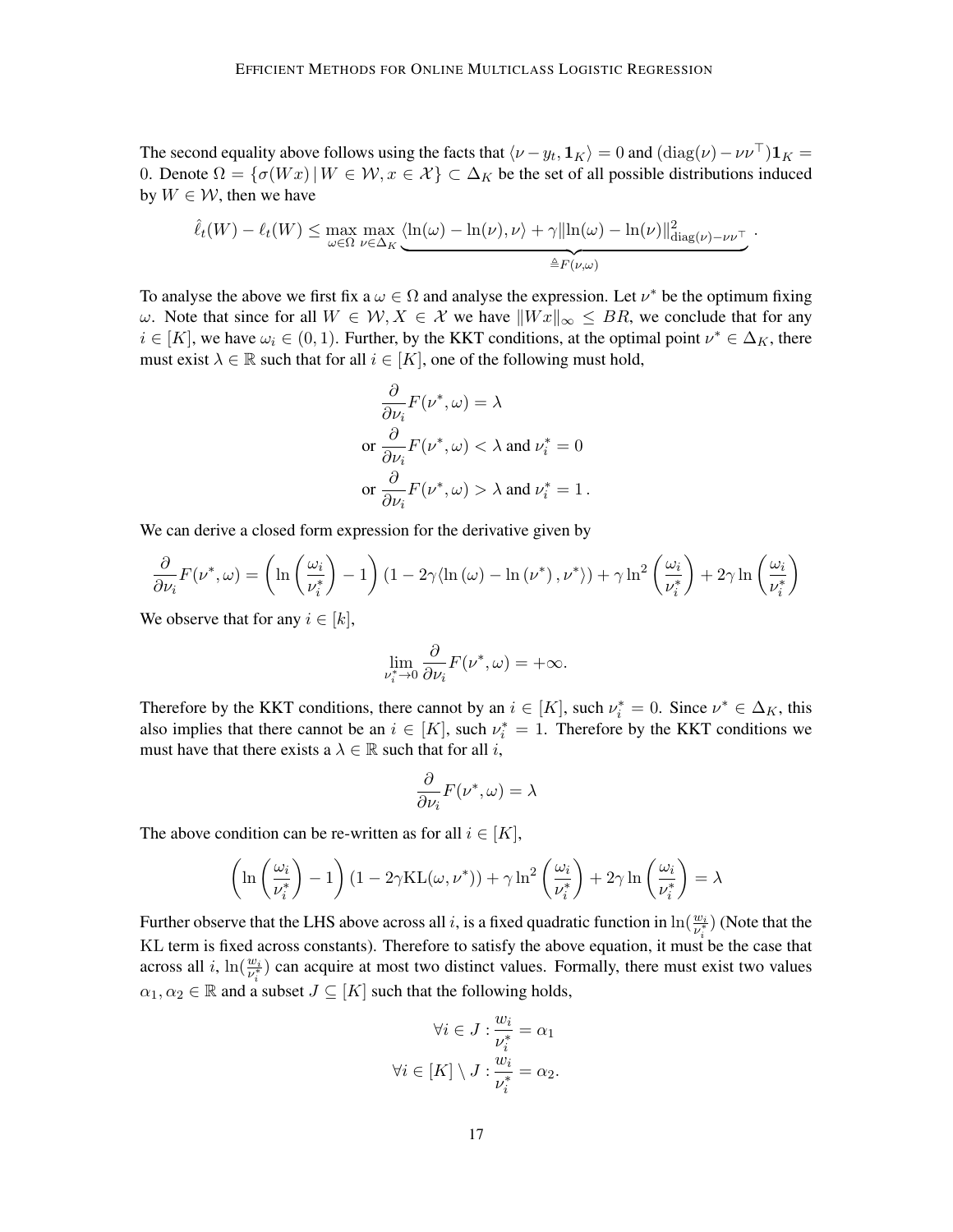The second equality above follows using the facts that $\langle \nu - y_t, \mathbf{1}_K \rangle = 0$ and $(\text{diag}(\nu) - \nu\nu^\top)\mathbf{1}_K = 0$. Denote $\Omega = \{\sigma(Wx) \,|\, W \in \mathcal{W}, x \in \mathcal{X}\} \subset \Delta_K$ be the set of all possible distributions induced by $W \in \mathcal{W}$, then we have

$$\hat{\ell}_t(W) - \ell_t(W) \leq \max_{\omega \in \Omega} \max_{\nu \in \Delta_K} \underbrace{\langle \ln(\omega) - \ln(\nu), \nu \rangle + \gamma \|\ln(\omega) - \ln(\nu)\|^2_{\text{diag}(\nu) - \nu\nu^\top}}_{\triangleq F(\nu, \omega)} .$$

To analyse the above we first fix a $\omega \in \Omega$ and analyse the expression. Let $\nu^*$ be the optimum fixing $\omega$. Note that since for all $W \in \mathcal{W}, X \in \mathcal{X}$ we have $\|Wx\|_\infty \leq BR$, we conclude that for any $i \in [K]$, we have $\omega_i \in (0, 1)$. Further, by the KKT conditions, at the optimal point $\nu^* \in \Delta_K$, there must exist $\lambda \in \mathbb{R}$ such that for all $i \in [K]$, one of the following must hold,

$$\begin{aligned}
&\frac{\partial}{\partial \nu_i} F(\nu^*, \omega) = \lambda \\
\text{or } &\frac{\partial}{\partial \nu_i} F(\nu^*, \omega) < \lambda \text{ and } \nu_i^* = 0 \\
\text{or } &\frac{\partial}{\partial \nu_i} F(\nu^*, \omega) > \lambda \text{ and } \nu_i^* = 1 \,.
\end{aligned}$$

We can derive a closed form expression for the derivative given by

$$\frac{\partial}{\partial \nu_i} F(\nu^*, \omega) = \left(\ln\left(\frac{\omega_i}{\nu_i^*}\right) - 1\right)(1 - 2\gamma \langle \ln(\omega) - \ln(\nu^*), \nu^* \rangle) + \gamma \ln^2\left(\frac{\omega_i}{\nu_i^*}\right) + 2\gamma \ln\left(\frac{\omega_i}{\nu_i^*}\right)$$

We observe that for any $i \in [k]$,

$$\lim_{\nu_i^* \to 0} \frac{\partial}{\partial \nu_i} F(\nu^*, \omega) = +\infty.$$

Therefore by the KKT conditions, there cannot by an $i \in [K]$, such $\nu_i^* = 0$. Since $\nu^* \in \Delta_K$, this also implies that there cannot be an $i \in [K]$, such $\nu_i^* = 1$. Therefore by the KKT conditions we must have that there exists a $\lambda \in \mathbb{R}$ such that for all $i$,

$$\frac{\partial}{\partial \nu_i} F(\nu^*, \omega) = \lambda$$

The above condition can be re-written as for all $i \in [K]$,

$$\left(\ln\left(\frac{\omega_i}{\nu_i^*}\right) - 1\right)(1 - 2\gamma \text{KL}(\omega, \nu^*)) + \gamma \ln^2\left(\frac{\omega_i}{\nu_i^*}\right) + 2\gamma \ln\left(\frac{\omega_i}{\nu_i^*}\right) = \lambda$$

Further observe that the LHS above across all $i$, is a fixed quadratic function in $\ln(\frac{w_i}{\nu_i^*})$ (Note that the KL term is fixed across constants). Therefore to satisfy the above equation, it must be the case that across all $i$, $\ln(\frac{w_i}{\nu_i^*})$ can acquire at most two distinct values. Formally, there must exist two values $\alpha_1, \alpha_2 \in \mathbb{R}$ and a subset $J \subseteq [K]$ such that the following holds,

$$\begin{aligned}
\forall i \in J : \frac{w_i}{\nu_i^*} = \alpha_1 \\
\forall i \in [K] \setminus J : \frac{w_i}{\nu_i^*} = \alpha_2.
\end{aligned}$$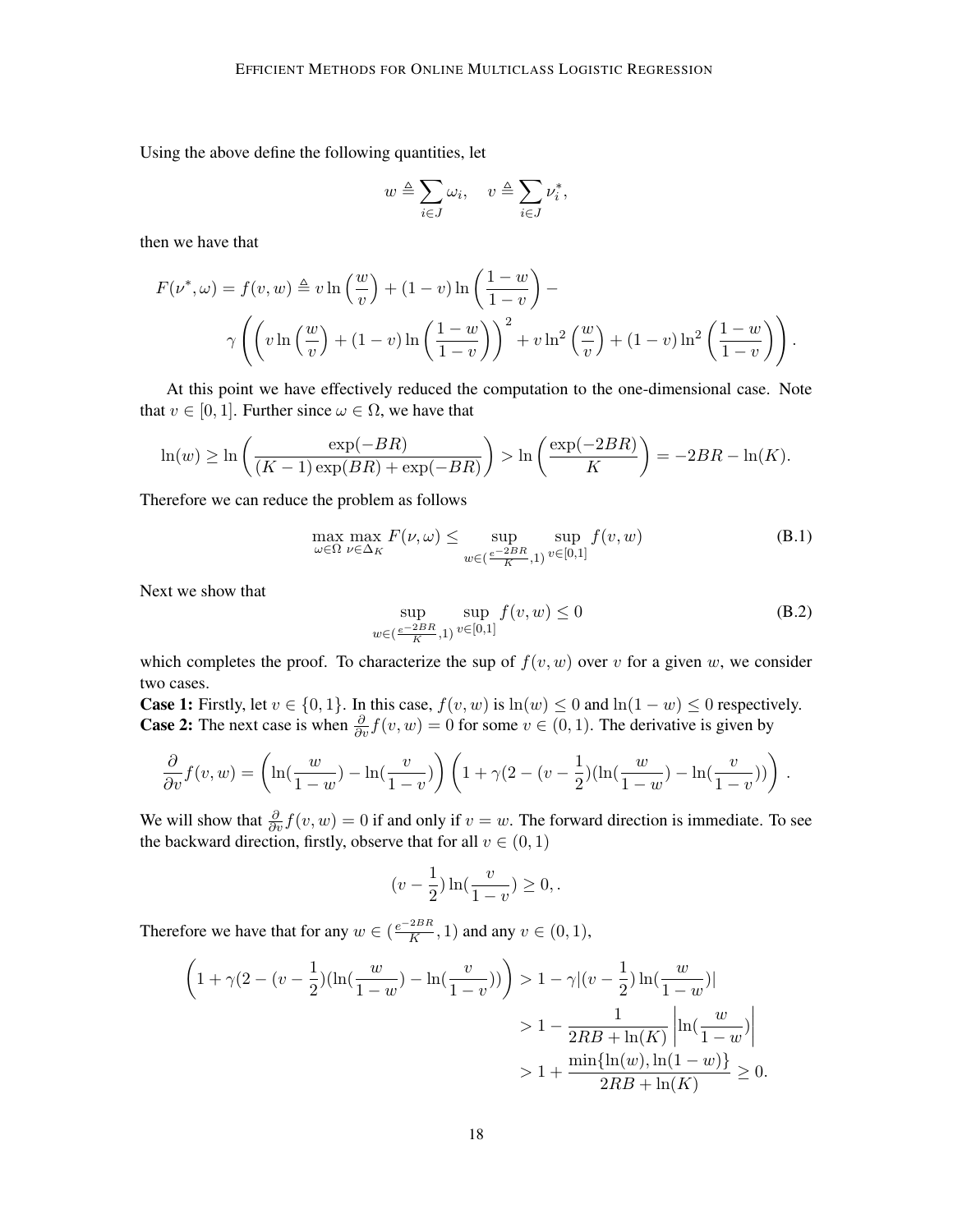Using the above define the following quantities, let

$$w \triangleq \sum_{i \in J} \omega_i, \quad v \triangleq \sum_{i \in J} \nu_i^*,$$

then we have that

$$F(\nu^*, \omega) = f(v, w) \triangleq v \ln\left(\frac{w}{v}\right) + (1-v) \ln\left(\frac{1-w}{1-v}\right) - \\ \gamma \left( \left( v \ln\left(\frac{w}{v}\right) + (1-v) \ln\left(\frac{1-w}{1-v}\right) \right)^2 + v \ln^2\left(\frac{w}{v}\right) + (1-v) \ln^2\left(\frac{1-w}{1-v}\right) \right).$$

At this point we have effectively reduced the computation to the one-dimensional case. Note that $v \in [0, 1]$. Further since $\omega \in \Omega$, we have that

$$\ln(w) \geq \ln\left(\frac{\exp(-BR)}{(K-1)\exp(BR) + \exp(-BR)}\right) > \ln\left(\frac{\exp(-2BR)}{K}\right) = -2BR - \ln(K).$$

Therefore we can reduce the problem as follows

$$\max_{\omega \in \Omega} \max_{\nu \in \Delta_K} F(\nu, \omega) \leq \sup_{w \in (\frac{e^{-2BR}}{K}, 1)} \sup_{v \in [0,1]} f(v, w) \tag{B.1}$$

Next we show that

$$\sup_{w \in (\frac{e^{-2BR}}{K}, 1)} \sup_{v \in [0,1]} f(v, w) \leq 0 \tag{B.2}$$

which completes the proof. To characterize the sup of $f(v, w)$ over $v$ for a given $w$, we consider two cases.

**Case 1:** Firstly, let $v \in \{0, 1\}$. In this case, $f(v, w)$ is $\ln(w) \leq 0$ and $\ln(1-w) \leq 0$ respectively.

**Case 2:** The next case is when $\frac{\partial}{\partial v} f(v, w) = 0$ for some $v \in (0, 1)$. The derivative is given by

$$\frac{\partial}{\partial v} f(v, w) = \left( \ln(\frac{w}{1-w}) - \ln(\frac{v}{1-v}) \right) \left( 1 + \gamma(2 - (v - \frac{1}{2})(\ln(\frac{w}{1-w}) - \ln(\frac{v}{1-v})) \right).$$

We will show that $\frac{\partial}{\partial v} f(v, w) = 0$ if and only if $v = w$. The forward direction is immediate. To see the backward direction, firstly, observe that for all $v \in (0, 1)$

$$(v - \frac{1}{2}) \ln(\frac{v}{1-v}) \geq 0, .$$

Therefore we have that for any $w \in (\frac{e^{-2BR}}{K}, 1)$ and any $v \in (0, 1)$,

$$\begin{aligned}
\left( 1 + \gamma(2 - (v - \frac{1}{2})(\ln(\frac{w}{1-w}) - \ln(\frac{v}{1-v})) \right) &> 1 - \gamma |(v - \frac{1}{2}) \ln(\frac{w}{1-w})| \\
&> 1 - \frac{1}{2RB + \ln(K)} \left| \ln(\frac{w}{1-w}) \right| \\
&> 1 + \frac{\min\{\ln(w), \ln(1-w)\}}{2RB + \ln(K)} \geq 0.
\end{aligned}$$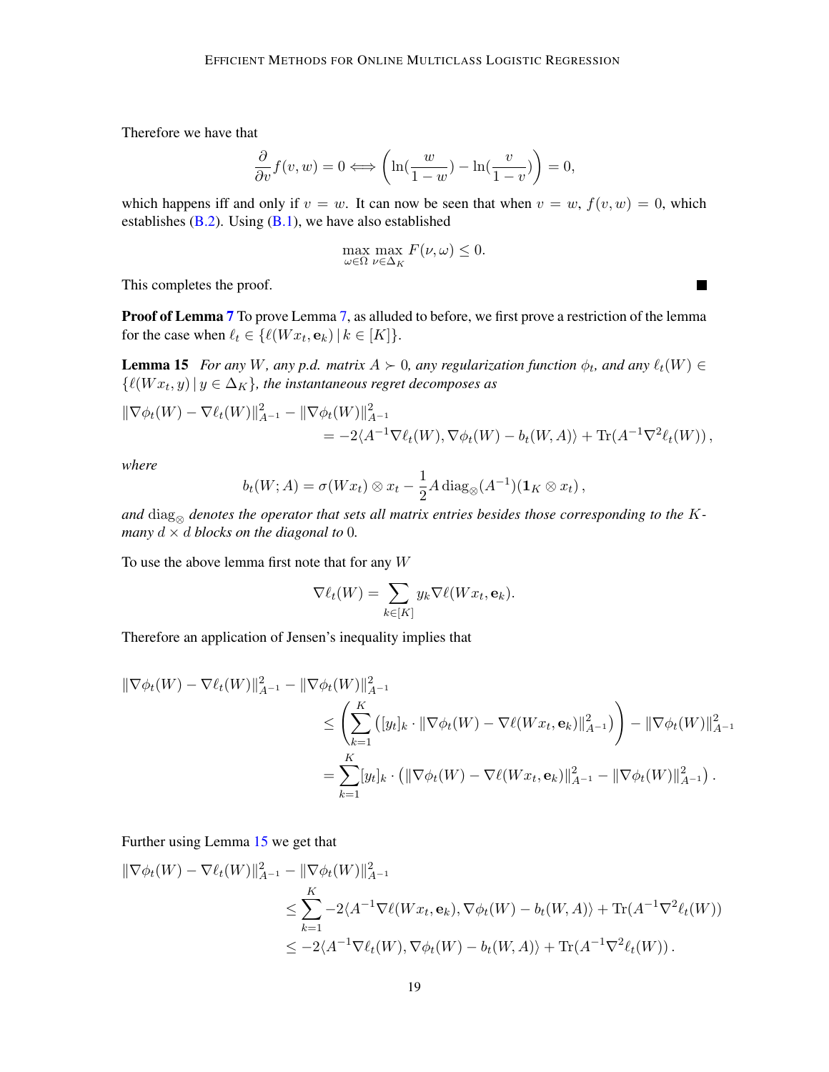Therefore we have that

$$\frac{\partial}{\partial v} f(v,w) = 0 \iff \left(\ln(\frac{w}{1-w}) - \ln(\frac{v}{1-v})\right) = 0,$$

which happens iff and only if $v = w$. It can now be seen that when $v = w$, $f(v,w) = 0$, which establishes (B.2). Using (B.1), we have also established

$$\max_{\omega \in \Omega} \max_{\nu \in \Delta_K} F(\nu, \omega) \leq 0.$$

This completes the proof. ■

**Proof of Lemma 7** To prove Lemma 7, as alluded to before, we first prove a restriction of the lemma for the case when $\ell_t \in \{\ell(Wx_t, \mathbf{e}_k) \,|\, k \in [K]\}$.

**Lemma 15** *For any $W$, any p.d. matrix $A \succ 0$, any regularization function $\phi_t$, and any $\ell_t(W) \in \{\ell(Wx_t, y) \,|\, y \in \Delta_K\}$, the instantaneous regret decomposes as*

$$\begin{aligned}
\|\nabla \phi_t(W) - \nabla \ell_t(W)\|_{A^{-1}}^2 - \|\nabla \phi_t(W)\|_{A^{-1}}^2 \\
= -2\langle A^{-1}\nabla \ell_t(W), \nabla \phi_t(W) - b_t(W, A)\rangle + \mathrm{Tr}(A^{-1}\nabla^2 \ell_t(W)),
\end{aligned}$$

*where*

$$b_t(W; A) = \sigma(Wx_t) \otimes x_t - \frac{1}{2} A \,\mathrm{diag}_{\otimes}(A^{-1})(\mathbf{1}_K \otimes x_t),$$

*and $\mathrm{diag}_{\otimes}$ denotes the operator that sets all matrix entries besides those corresponding to the $K$-many $d \times d$ blocks on the diagonal to 0.*

To use the above lemma first note that for any $W$

$$\nabla \ell_t(W) = \sum_{k \in [K]} y_k \nabla \ell(Wx_t, \mathbf{e}_k).$$

Therefore an application of Jensen's inequality implies that

$$\begin{aligned}
\|\nabla \phi_t(W) - \nabla \ell_t(W)\|_{A^{-1}}^2 - \|\nabla \phi_t(W)\|_{A^{-1}}^2 \\
&\leq \left(\sum_{k=1}^{K} \left([y_t]_k \cdot \|\nabla \phi_t(W) - \nabla \ell(Wx_t, \mathbf{e}_k)\|_{A^{-1}}^2\right)\right) - \|\nabla \phi_t(W)\|_{A^{-1}}^2 \\
&= \sum_{k=1}^{K} [y_t]_k \cdot \left(\|\nabla \phi_t(W) - \nabla \ell(Wx_t, \mathbf{e}_k)\|_{A^{-1}}^2 - \|\nabla \phi_t(W)\|_{A^{-1}}^2\right).
\end{aligned}$$

Further using Lemma 15 we get that

$$\begin{aligned}
\|\nabla \phi_t(W) - \nabla \ell_t(W)\|_{A^{-1}}^2 - \|\nabla \phi_t(W)\|_{A^{-1}}^2 \\
&\leq \sum_{k=1}^{K} -2\langle A^{-1}\nabla \ell(Wx_t, \mathbf{e}_k), \nabla \phi_t(W) - b_t(W, A)\rangle + \mathrm{Tr}(A^{-1}\nabla^2 \ell_t(W)) \\
&\leq -2\langle A^{-1}\nabla \ell_t(W), \nabla \phi_t(W) - b_t(W, A)\rangle + \mathrm{Tr}(A^{-1}\nabla^2 \ell_t(W)).
\end{aligned}$$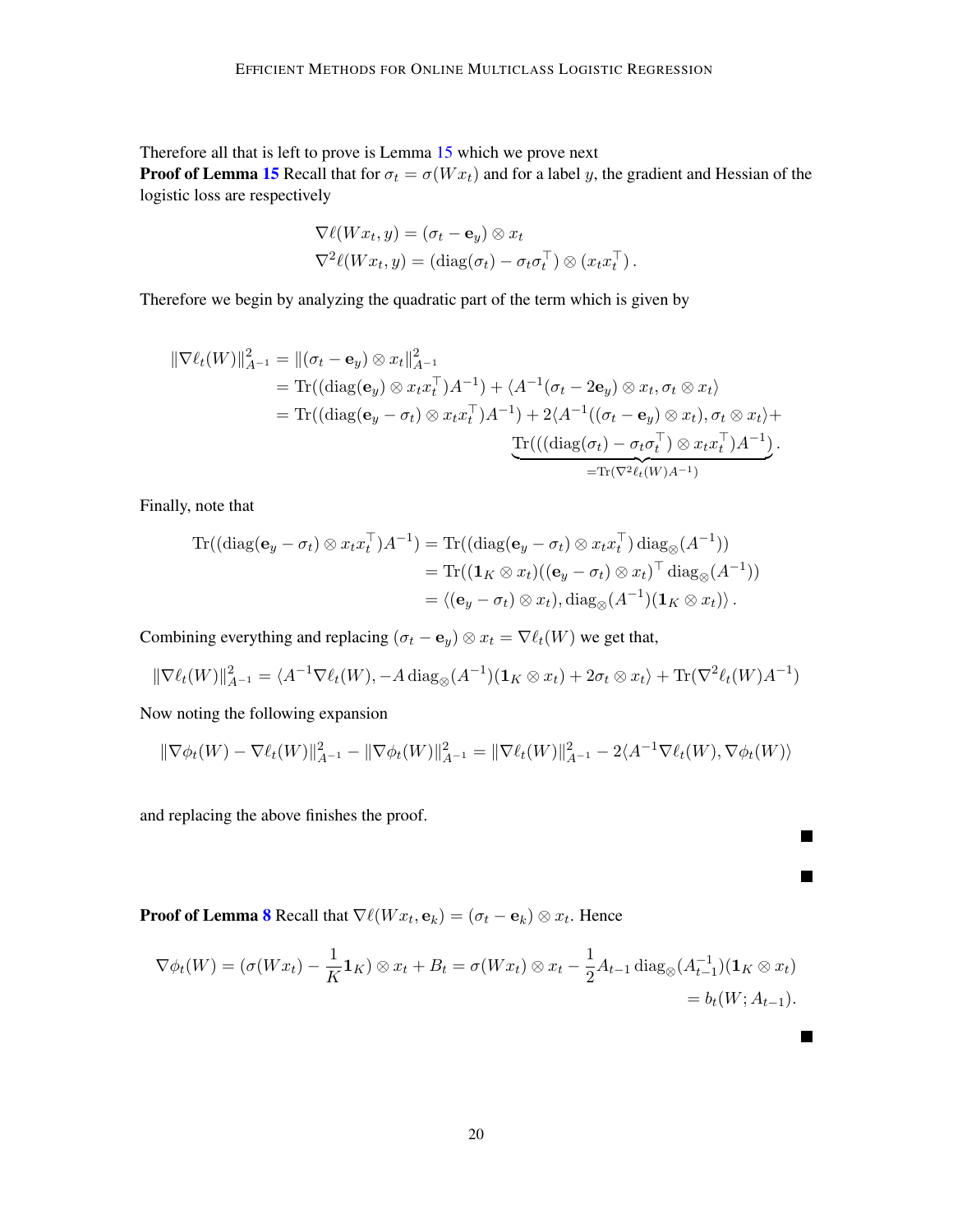Therefore all that is left to prove is Lemma 15 which we prove next

**Proof of Lemma 15** Recall that for $\sigma_t = \sigma(Wx_t)$ and for a label $y$, the gradient and Hessian of the logistic loss are respectively

$$
\begin{aligned}
\nabla \ell(Wx_t, y) &= (\sigma_t - \mathbf{e}_y) \otimes x_t \\
\nabla^2 \ell(Wx_t, y) &= (\operatorname{diag}(\sigma_t) - \sigma_t \sigma_t^\top) \otimes (x_t x_t^\top)\,.
\end{aligned}
$$

Therefore we begin by analyzing the quadratic part of the term which is given by

$$
\begin{aligned}
\|\nabla \ell_t(W)\|_{A^{-1}}^2 &= \|(\sigma_t - \mathbf{e}_y) \otimes x_t\|_{A^{-1}}^2 \\
&= \operatorname{Tr}((\operatorname{diag}(\mathbf{e}_y) \otimes x_t x_t^\top) A^{-1}) + \langle A^{-1}(\sigma_t - 2\mathbf{e}_y) \otimes x_t, \sigma_t \otimes x_t \rangle \\
&= \operatorname{Tr}((\operatorname{diag}(\mathbf{e}_y - \sigma_t) \otimes x_t x_t^\top) A^{-1}) + 2\langle A^{-1}((\sigma_t - \mathbf{e}_y) \otimes x_t), \sigma_t \otimes x_t \rangle + \\
&\qquad \underbrace{\operatorname{Tr}(((\operatorname{diag}(\sigma_t) - \sigma_t \sigma_t^\top) \otimes x_t x_t^\top) A^{-1})}_{=\operatorname{Tr}(\nabla^2 \ell_t(W) A^{-1})}\,.
\end{aligned}
$$

Finally, note that

$$
\begin{aligned}
\operatorname{Tr}((\operatorname{diag}(\mathbf{e}_y - \sigma_t) \otimes x_t x_t^\top) A^{-1}) &= \operatorname{Tr}((\operatorname{diag}(\mathbf{e}_y - \sigma_t) \otimes x_t x_t^\top) \operatorname{diag}_{\otimes}(A^{-1})) \\
&= \operatorname{Tr}((\mathbf{1}_K \otimes x_t)((\mathbf{e}_y - \sigma_t) \otimes x_t)^\top \operatorname{diag}_{\otimes}(A^{-1})) \\
&= \langle (\mathbf{e}_y - \sigma_t) \otimes x_t), \operatorname{diag}_{\otimes}(A^{-1})(\mathbf{1}_K \otimes x_t) \rangle\,.
\end{aligned}
$$

Combining everything and replacing $(\sigma_t - \mathbf{e}_y) \otimes x_t = \nabla \ell_t(W)$ we get that,

$$
\|\nabla \ell_t(W)\|_{A^{-1}}^2 = \langle A^{-1} \nabla \ell_t(W), -A \operatorname{diag}_{\otimes}(A^{-1})(\mathbf{1}_K \otimes x_t) + 2\sigma_t \otimes x_t \rangle + \operatorname{Tr}(\nabla^2 \ell_t(W) A^{-1})
$$

Now noting the following expansion

$$
\|\nabla \phi_t(W) - \nabla \ell_t(W)\|_{A^{-1}}^2 - \|\nabla \phi_t(W)\|_{A^{-1}}^2 = \|\nabla \ell_t(W)\|_{A^{-1}}^2 - 2\langle A^{-1} \nabla \ell_t(W), \nabla \phi_t(W) \rangle
$$

and replacing the above finishes the proof. ■

■

**Proof of Lemma 8** Recall that $\nabla \ell(Wx_t, \mathbf{e}_k) = (\sigma_t - \mathbf{e}_k) \otimes x_t$. Hence

$$
\begin{aligned}
\nabla \phi_t(W) = (\sigma(Wx_t) - \frac{1}{K}\mathbf{1}_K) \otimes x_t + B_t = \sigma(Wx_t) \otimes x_t - \frac{1}{2} A_{t-1} \operatorname{diag}_{\otimes}(A_{t-1}^{-1})(\mathbf{1}_K \otimes x_t) \\
= b_t(W; A_{t-1}).
\end{aligned}
$$

■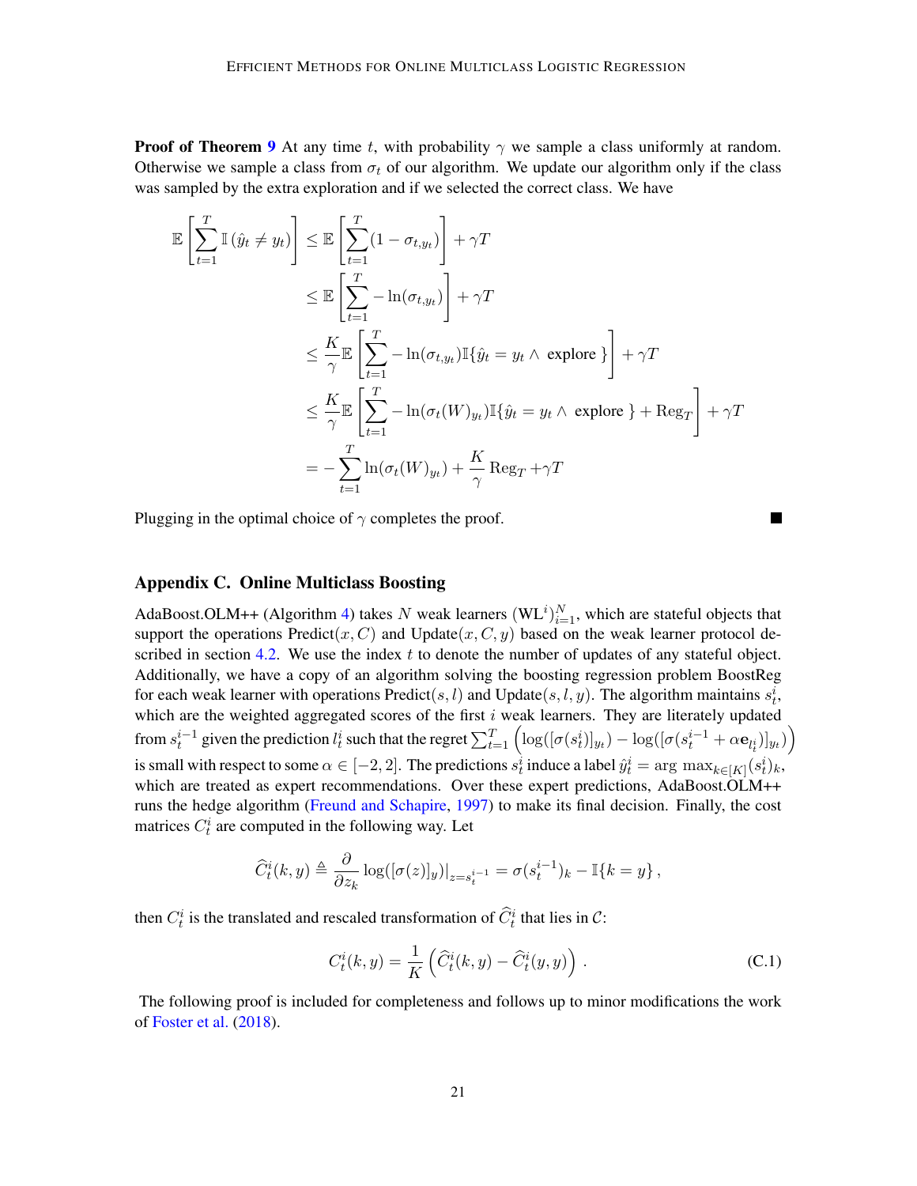**Proof of Theorem 9** At any time $t$, with probability $\gamma$ we sample a class uniformly at random. Otherwise we sample a class from $\sigma_t$ of our algorithm. We update our algorithm only if the class was sampled by the extra exploration and if we selected the correct class. We have

$$
\begin{aligned}
\mathbb{E}\left[\sum_{t=1}^{T} \mathbb{I}\left(\hat{y}_t \neq y_t\right)\right] &\leq \mathbb{E}\left[\sum_{t=1}^{T} (1 - \sigma_{t,y_t})\right] + \gamma T \\
&\leq \mathbb{E}\left[\sum_{t=1}^{T} - \ln(\sigma_{t,y_t})\right] + \gamma T \\
&\leq \frac{K}{\gamma} \mathbb{E}\left[\sum_{t=1}^{T} - \ln(\sigma_{t,y_t}) \mathbb{I}\{\hat{y}_t = y_t \wedge \text{ explore }\}\right] + \gamma T \\
&\leq \frac{K}{\gamma} \mathbb{E}\left[\sum_{t=1}^{T} - \ln(\sigma_t(W)_{y_t}) \mathbb{I}\{\hat{y}_t = y_t \wedge \text{ explore }\} + \mathrm{Reg}_T\right] + \gamma T \\
&= -\sum_{t=1}^{T} \ln(\sigma_t(W)_{y_t}) + \frac{K}{\gamma} \mathrm{Reg}_T + \gamma T
\end{aligned}
$$

Plugging in the optimal choice of $\gamma$ completes the proof. ■

## Appendix C. Online Multiclass Boosting

AdaBoost.OLM++ (Algorithm 4) takes $N$ weak learners $(\mathrm{WL}^i)_{i=1}^N$, which are stateful objects that support the operations $\mathrm{Predict}(x, C)$ and $\mathrm{Update}(x, C, y)$ based on the weak learner protocol described in section 4.2. We use the index $t$ to denote the number of updates of any stateful object. Additionally, we have a copy of an algorithm solving the boosting regression problem BoostReg for each weak learner with operations $\mathrm{Predict}(s, l)$ and $\mathrm{Update}(s, l, y)$. The algorithm maintains $s_t^i$, which are the weighted aggregated scores of the first $i$ weak learners. They are literately updated from $s_t^{i-1}$ given the prediction $l_t^i$ such that the regret $\sum_{t=1}^{T} \left(\log([\sigma(s_t^i)]_{y_t}) - \log([\sigma(s_t^{i-1} + \alpha \mathbf{e}_{l_t^i})]_{y_t})\right)$ is small with respect to some $\alpha \in [-2, 2]$. The predictions $s_t^i$ induce a label $\hat{y}_t^i = \arg\max_{k \in [K]} (s_t^i)_k$, which are treated as expert recommendations. Over these expert predictions, AdaBoost.OLM++ runs the hedge algorithm (Freund and Schapire, 1997) to make its final decision. Finally, the cost matrices $C_t^i$ are computed in the following way. Let

$$
\widehat{C}_t^i(k, y) \triangleq \frac{\partial}{\partial z_k} \log([\sigma(z)]_y)|_{z = s_t^{i-1}} = \sigma(s_t^{i-1})_k - \mathbb{I}\{k = y\},
$$

then $C_t^i$ is the translated and rescaled transformation of $\widehat{C}_t^i$ that lies in $\mathcal{C}$:

$$
C_t^i(k, y) = \frac{1}{K} \left(\widehat{C}_t^i(k, y) - \widehat{C}_t^i(y, y)\right). \tag{C.1}
$$

The following proof is included for completeness and follows up to minor modifications the work of Foster et al. (2018).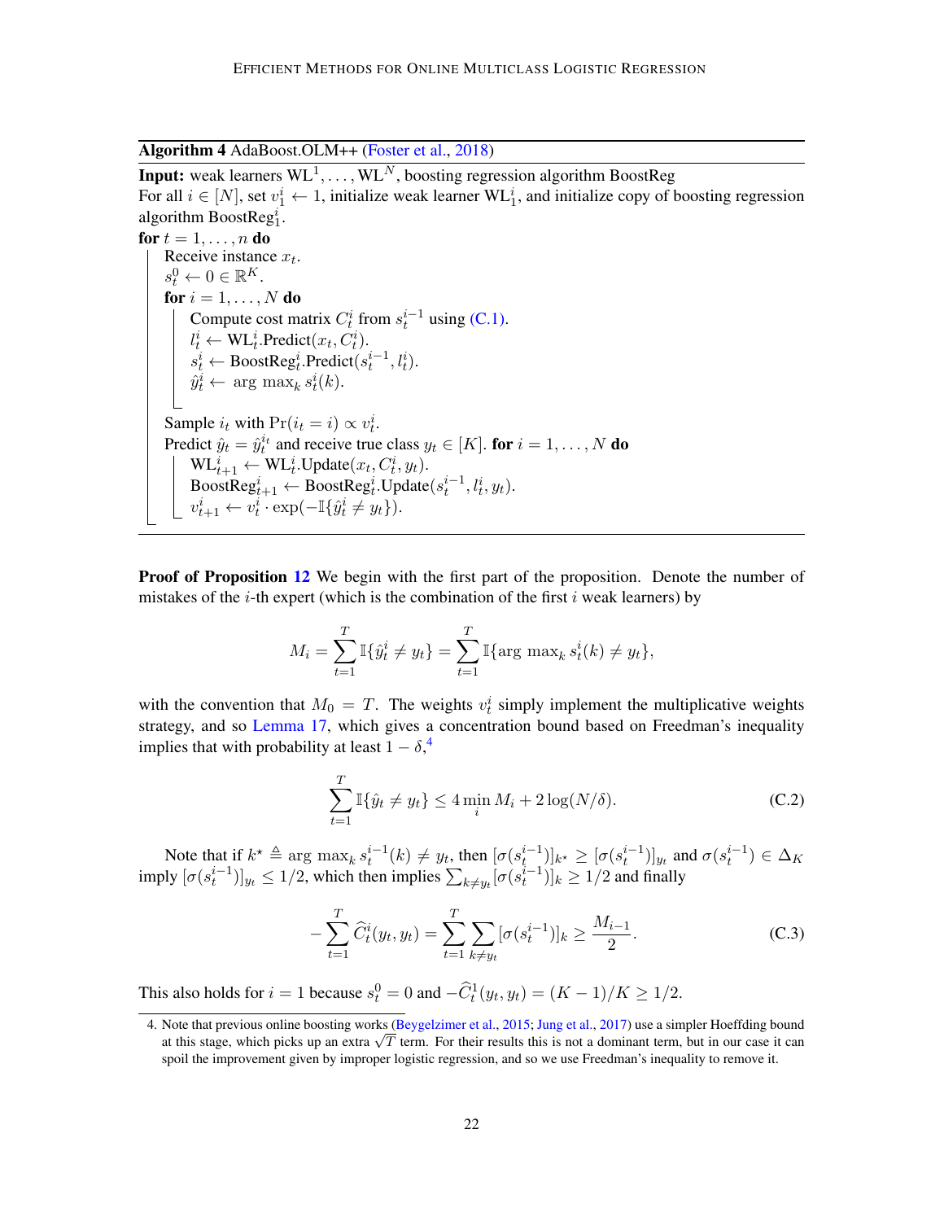**Algorithm 4** AdaBoost.OLM++ (Foster et al., 2018)

**Input:** weak learners $\mathrm{WL}^1, \ldots, \mathrm{WL}^N$, boosting regression algorithm BoostReg

For all $i \in [N]$, set $v_1^i \leftarrow 1$, initialize weak learner $\mathrm{WL}_1^i$, and initialize copy of boosting regression algorithm $\mathrm{BoostReg}_1^i$.

**for** $t = 1, \ldots, n$ **do**

  Receive instance $x_t$.

  $s_t^0 \leftarrow 0 \in \mathbb{R}^K$.

  **for** $i = 1, \ldots, N$ **do**

    Compute cost matrix $C_t^i$ from $s_t^{i-1}$ using (C.1).

    $l_t^i \leftarrow \mathrm{WL}_t^i.\mathrm{Predict}(x_t, C_t^i)$.

    $s_t^i \leftarrow \mathrm{BoostReg}_t^i.\mathrm{Predict}(s_t^{i-1}, l_t^i)$.

    $\hat{y}_t^i \leftarrow \arg\max_k s_t^i(k)$.

  Sample $i_t$ with $\Pr(i_t = i) \propto v_t^i$.

  Predict $\hat{y}_t = \hat{y}_t^{i_t}$ and receive true class $y_t \in [K]$. **for** $i = 1, \ldots, N$ **do**

    $\mathrm{WL}_{t+1}^i \leftarrow \mathrm{WL}_t^i.\mathrm{Update}(x_t, C_t^i, y_t)$.

    $\mathrm{BoostReg}_{t+1}^i \leftarrow \mathrm{BoostReg}_t^i.\mathrm{Update}(s_t^{i-1}, l_t^i, y_t)$.

    $v_{t+1}^i \leftarrow v_t^i \cdot \exp(-\mathbb{I}\{\hat{y}_t^i \neq y_t\})$.

**Proof of Proposition 12** We begin with the first part of the proposition. Denote the number of mistakes of the $i$-th expert (which is the combination of the first $i$ weak learners) by

$$M_i = \sum_{t=1}^T \mathbb{I}\{\hat{y}_t^i \neq y_t\} = \sum_{t=1}^T \mathbb{I}\{\arg\max_k s_t^i(k) \neq y_t\},$$

with the convention that $M_0 = T$. The weights $v_t^i$ simply implement the multiplicative weights strategy, and so Lemma 17, which gives a concentration bound based on Freedman's inequality implies that with probability at least $1 - \delta$,[4]

$$\sum_{t=1}^T \mathbb{I}\{\hat{y}_t \neq y_t\} \leq 4 \min_i M_i + 2\log(N/\delta). \tag{C.2}$$

Note that if $k^\star \triangleq \arg\max_k s_t^{i-1}(k) \neq y_t$, then $[\sigma(s_t^{i-1})]_{k^\star} \geq [\sigma(s_t^{i-1})]_{y_t}$ and $\sigma(s_t^{i-1}) \in \Delta_K$ imply $[\sigma(s_t^{i-1})]_{y_t} \leq 1/2$, which then implies $\sum_{k \neq y_t} [\sigma(s_t^{i-1})]_k \geq 1/2$ and finally

$$-\sum_{t=1}^T \widehat{C}_t^i(y_t, y_t) = \sum_{t=1}^T \sum_{k \neq y_t} [\sigma(s_t^{i-1})]_k \geq \frac{M_{i-1}}{2}. \tag{C.3}$$

This also holds for $i = 1$ because $s_t^0 = 0$ and $-\widehat{C}_t^1(y_t, y_t) = (K-1)/K \geq 1/2$.

4. Note that previous online boosting works (Beygelzimer et al., 2015; Jung et al., 2017) use a simpler Hoeffding bound at this stage, which picks up an extra $\sqrt{T}$ term. For their results this is not a dominant term, but in our case it can spoil the improvement given by improper logistic regression, and so we use Freedman's inequality to remove it.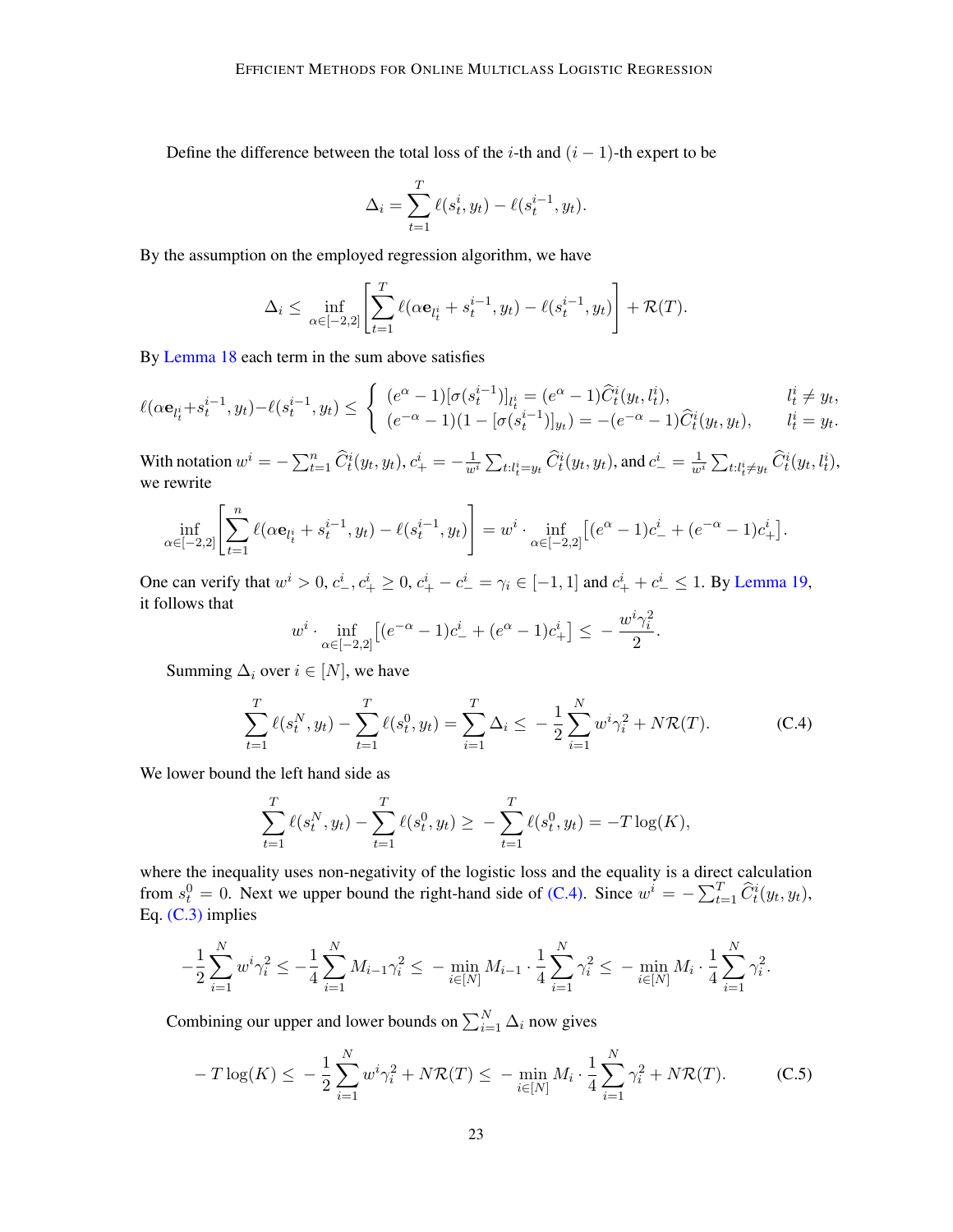Define the difference between the total loss of the $i$-th and $(i-1)$-th expert to be

$$\Delta_i = \sum_{t=1}^{T} \ell(s_t^i, y_t) - \ell(s_t^{i-1}, y_t).$$

By the assumption on the employed regression algorithm, we have

$$\Delta_i \le \inf_{\alpha \in [-2,2]} \left[ \sum_{t=1}^{T} \ell(\alpha \mathbf{e}_{l_t^i} + s_t^{i-1}, y_t) - \ell(s_t^{i-1}, y_t) \right] + \mathcal{R}(T).$$

By Lemma 18 each term in the sum above satisfies

$$\ell(\alpha \mathbf{e}_{l_t^i} + s_t^{i-1}, y_t) - \ell(s_t^{i-1}, y_t) \le \begin{cases} (e^{\alpha} - 1)[\sigma(s_t^{i-1})]_{l_t^i} = (e^{\alpha} - 1)\widehat{C}_t^i(y_t, l_t^i), & l_t^i \neq y_t, \\ (e^{-\alpha} - 1)(1 - [\sigma(s_t^{i-1})]_{y_t}) = -(e^{-\alpha} - 1)\widehat{C}_t^i(y_t, y_t), & l_t^i = y_t. \end{cases}$$

With notation $w^i = -\sum_{t=1}^{n} \widehat{C}_t^i(y_t, y_t)$, $c_+^i = -\frac{1}{w^i} \sum_{t: l_t^i = y_t} \widehat{C}_t^i(y_t, y_t)$, and $c_-^i = \frac{1}{w^i} \sum_{t: l_t^i \neq y_t} \widehat{C}_t^i(y_t, l_t^i)$, we rewrite

$$\inf_{\alpha \in [-2,2]} \left[ \sum_{t=1}^{n} \ell(\alpha \mathbf{e}_{l_t^i} + s_t^{i-1}, y_t) - \ell(s_t^{i-1}, y_t) \right] = w^i \cdot \inf_{\alpha \in [-2,2]} \left[ (e^{\alpha} - 1)c_-^i + (e^{-\alpha} - 1)c_+^i \right].$$

One can verify that $w^i > 0$, $c_-^i, c_+^i \ge 0$, $c_+^i - c_-^i = \gamma_i \in [-1, 1]$ and $c_+^i + c_-^i \le 1$. By Lemma 19, it follows that

$$w^i \cdot \inf_{\alpha \in [-2,2]} \left[ (e^{-\alpha} - 1)c_-^i + (e^{\alpha} - 1)c_+^i \right] \le -\frac{w^i \gamma_i^2}{2}.$$

Summing $\Delta_i$ over $i \in [N]$, we have

$$\sum_{t=1}^{T} \ell(s_t^N, y_t) - \sum_{t=1}^{T} \ell(s_t^0, y_t) = \sum_{i=1}^{T} \Delta_i \le -\frac{1}{2} \sum_{i=1}^{N} w^i \gamma_i^2 + N\mathcal{R}(T). \tag{C.4}$$

We lower bound the left hand side as

$$\sum_{t=1}^{T} \ell(s_t^N, y_t) - \sum_{t=1}^{T} \ell(s_t^0, y_t) \ge -\sum_{t=1}^{T} \ell(s_t^0, y_t) = -T \log(K),$$

where the inequality uses non-negativity of the logistic loss and the equality is a direct calculation from $s_t^0 = 0$. Next we upper bound the right-hand side of (C.4). Since $w^i = -\sum_{t=1}^{T} \widehat{C}_t^i(y_t, y_t)$, Eq. (C.3) implies

$$-\frac{1}{2} \sum_{i=1}^{N} w^i \gamma_i^2 \le -\frac{1}{4} \sum_{i=1}^{N} M_{i-1} \gamma_i^2 \le -\min_{i \in [N]} M_{i-1} \cdot \frac{1}{4} \sum_{i=1}^{N} \gamma_i^2 \le -\min_{i \in [N]} M_i \cdot \frac{1}{4} \sum_{i=1}^{N} \gamma_i^2.$$

Combining our upper and lower bounds on $\sum_{i=1}^{N} \Delta_i$ now gives

$$-T \log(K) \le -\frac{1}{2} \sum_{i=1}^{N} w^i \gamma_i^2 + N\mathcal{R}(T) \le -\min_{i \in [N]} M_i \cdot \frac{1}{4} \sum_{i=1}^{N} \gamma_i^2 + N\mathcal{R}(T). \tag{C.5}$$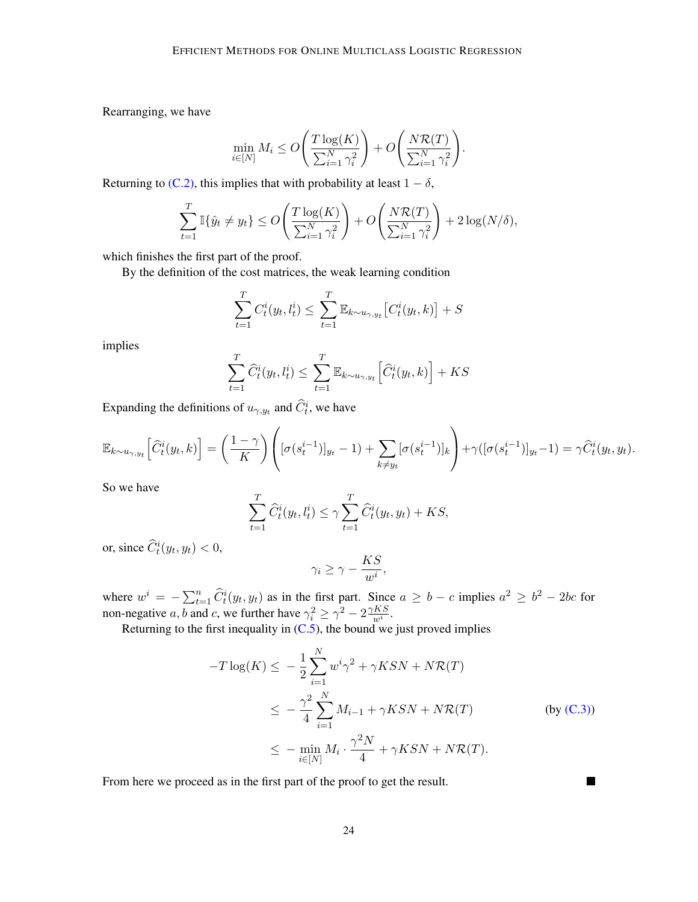Rearranging, we have

$$\min_{i\in[N]} M_i \le O\left(\frac{T\log(K)}{\sum_{i=1}^N \gamma_i^2}\right) + O\left(\frac{N\mathcal{R}(T)}{\sum_{i=1}^N \gamma_i^2}\right).$$

Returning to (C.2), this implies that with probability at least $1-\delta$,

$$\sum_{t=1}^T \mathbb{I}\{\hat{y}_t \neq y_t\} \le O\left(\frac{T\log(K)}{\sum_{i=1}^N \gamma_i^2}\right) + O\left(\frac{N\mathcal{R}(T)}{\sum_{i=1}^N \gamma_i^2}\right) + 2\log(N/\delta),$$

which finishes the first part of the proof.

By the definition of the cost matrices, the weak learning condition

$$\sum_{t=1}^T C_t^i(y_t, l_t^i) \le \sum_{t=1}^T \mathbb{E}_{k\sim u_{\gamma,y_t}}\left[C_t^i(y_t,k)\right] + S$$

implies

$$\sum_{t=1}^T \widehat{C}_t^i(y_t, l_t^i) \le \sum_{t=1}^T \mathbb{E}_{k\sim u_{\gamma,y_t}}\left[\widehat{C}_t^i(y_t,k)\right] + KS$$

Expanding the definitions of $u_{\gamma,y_t}$ and $\widehat{C}_t^i$, we have

$$\mathbb{E}_{k\sim u_{\gamma,y_t}}\left[\widehat{C}_t^i(y_t,k)\right] = \left(\frac{1-\gamma}{K}\right)\left([\sigma(s_t^{i-1})]_{y_t} - 1) + \sum_{k\neq y_t}[\sigma(s_t^{i-1})]_k\right) + \gamma([\sigma(s_t^{i-1})]_{y_t} - 1) = \gamma \widehat{C}_t^i(y_t,y_t).$$

So we have

$$\sum_{t=1}^T \widehat{C}_t^i(y_t, l_t^i) \le \gamma \sum_{t=1}^T \widehat{C}_t^i(y_t,y_t) + KS,$$

or, since $\widehat{C}_t^i(y_t,y_t) < 0$,

$$\gamma_i \ge \gamma - \frac{KS}{w^i},$$

where $w^i = -\sum_{t=1}^n \widehat{C}_t^i(y_t,y_t)$ as in the first part. Since $a \ge b - c$ implies $a^2 \ge b^2 - 2bc$ for non-negative $a, b$ and $c$, we further have $\gamma_i^2 \ge \gamma^2 - 2\frac{\gamma KS}{w^i}$.

Returning to the first inequality in (C.5), the bound we just proved implies

$$\begin{aligned}
-T\log(K) &\le -\frac{1}{2}\sum_{i=1}^N w^i\gamma^2 + \gamma KSN + N\mathcal{R}(T) \\
&\le -\frac{\gamma^2}{4}\sum_{i=1}^N M_{i-1} + \gamma KSN + N\mathcal{R}(T) && \text{(by (C.3))} \\
&\le -\min_{i\in[N]} M_i \cdot \frac{\gamma^2 N}{4} + \gamma KSN + N\mathcal{R}(T).
\end{aligned}$$

From here we proceed as in the first part of the proof to get the result. ∎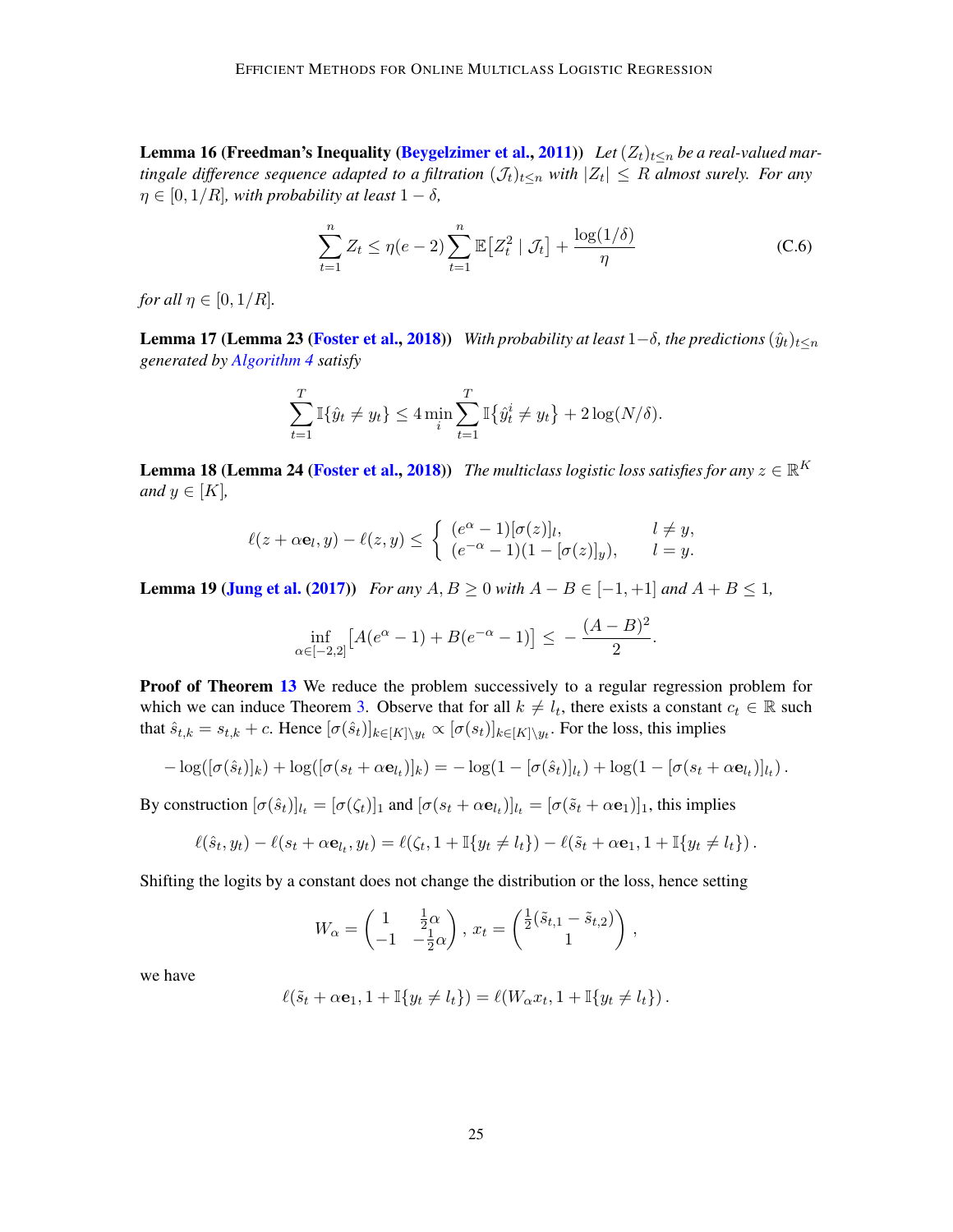**Lemma 16 (Freedman's Inequality (Beygelzimer et al., 2011))** *Let $(Z_t)_{t \le n}$ be a real-valued martingale difference sequence adapted to a filtration $(\mathcal{J}_t)_{t \le n}$ with $|Z_t| \le R$ almost surely. For any $\eta \in [0, 1/R]$, with probability at least $1-\delta$,*

$$\sum_{t=1}^{n} Z_t \le \eta(e-2)\sum_{t=1}^{n} \mathbb{E}\big[Z_t^2 \mid \mathcal{J}_t\big] + \frac{\log(1/\delta)}{\eta} \tag{C.6}$$

*for all $\eta \in [0, 1/R]$.*

**Lemma 17 (Lemma 23 (Foster et al., 2018))** *With probability at least $1-\delta$, the predictions $(\hat{y}_t)_{t \le n}$ generated by Algorithm 4 satisfy*

$$\sum_{t=1}^{T} \mathbb{I}\{\hat{y}_t \neq y_t\} \le 4 \min_i \sum_{t=1}^{T} \mathbb{I}\{\hat{y}_t^i \neq y_t\} + 2\log(N/\delta).$$

**Lemma 18 (Lemma 24 (Foster et al., 2018))** *The multiclass logistic loss satisfies for any $z \in \mathbb{R}^K$ and $y \in [K]$,*

$$\ell(z + \alpha \mathbf{e}_l, y) - \ell(z, y) \le \begin{cases} (e^{\alpha} - 1)[\sigma(z)]_l, & l \neq y, \\ (e^{-\alpha} - 1)(1 - [\sigma(z)]_y), & l = y. \end{cases}$$

**Lemma 19 (Jung et al. (2017))** *For any $A, B \ge 0$ with $A - B \in [-1, +1]$ and $A + B \le 1$,*

$$\inf_{\alpha \in [-2,2]} \big[A(e^{\alpha} - 1) + B(e^{-\alpha} - 1)\big] \le -\frac{(A-B)^2}{2}.$$

**Proof of Theorem 13** We reduce the problem successively to a regular regression problem for which we can induce Theorem 3. Observe that for all $k \neq l_t$, there exists a constant $c_t \in \mathbb{R}$ such that $\hat{s}_{t,k} = s_{t,k} + c$. Hence $[\sigma(\hat{s}_t)]_{k \in [K] \setminus y_t} \propto [\sigma(s_t)]_{k \in [K] \setminus y_t}$. For the loss, this implies

$$-\log([\sigma(\hat{s}_t)]_k) + \log([\sigma(s_t + \alpha \mathbf{e}_{l_t})]_k) = -\log(1 - [\sigma(\hat{s}_t)]_{l_t}) + \log(1 - [\sigma(s_t + \alpha \mathbf{e}_{l_t})]_{l_t}).$$

By construction $[\sigma(\hat{s}_t)]_{l_t} = [\sigma(\zeta_t)]_1$ and $[\sigma(s_t + \alpha \mathbf{e}_{l_t})]_{l_t} = [\sigma(\tilde{s}_t + \alpha \mathbf{e}_1)]_1$, this implies

$$\ell(\hat{s}_t, y_t) - \ell(s_t + \alpha \mathbf{e}_{l_t}, y_t) = \ell(\zeta_t, 1 + \mathbb{I}\{y_t \neq l_t\}) - \ell(\tilde{s}_t + \alpha \mathbf{e}_1, 1 + \mathbb{I}\{y_t \neq l_t\}).$$

Shifting the logits by a constant does not change the distribution or the loss, hence setting

$$W_\alpha = \begin{pmatrix} 1 & \frac{1}{2}\alpha \\ -1 & -\frac{1}{2}\alpha \end{pmatrix}, \; x_t = \begin{pmatrix} \frac{1}{2}(\tilde{s}_{t,1} - \tilde{s}_{t,2}) \\ 1 \end{pmatrix},$$

we have

$$\ell(\tilde{s}_t + \alpha \mathbf{e}_1, 1 + \mathbb{I}\{y_t \neq l_t\}) = \ell(W_\alpha x_t, 1 + \mathbb{I}\{y_t \neq l_t\}).$$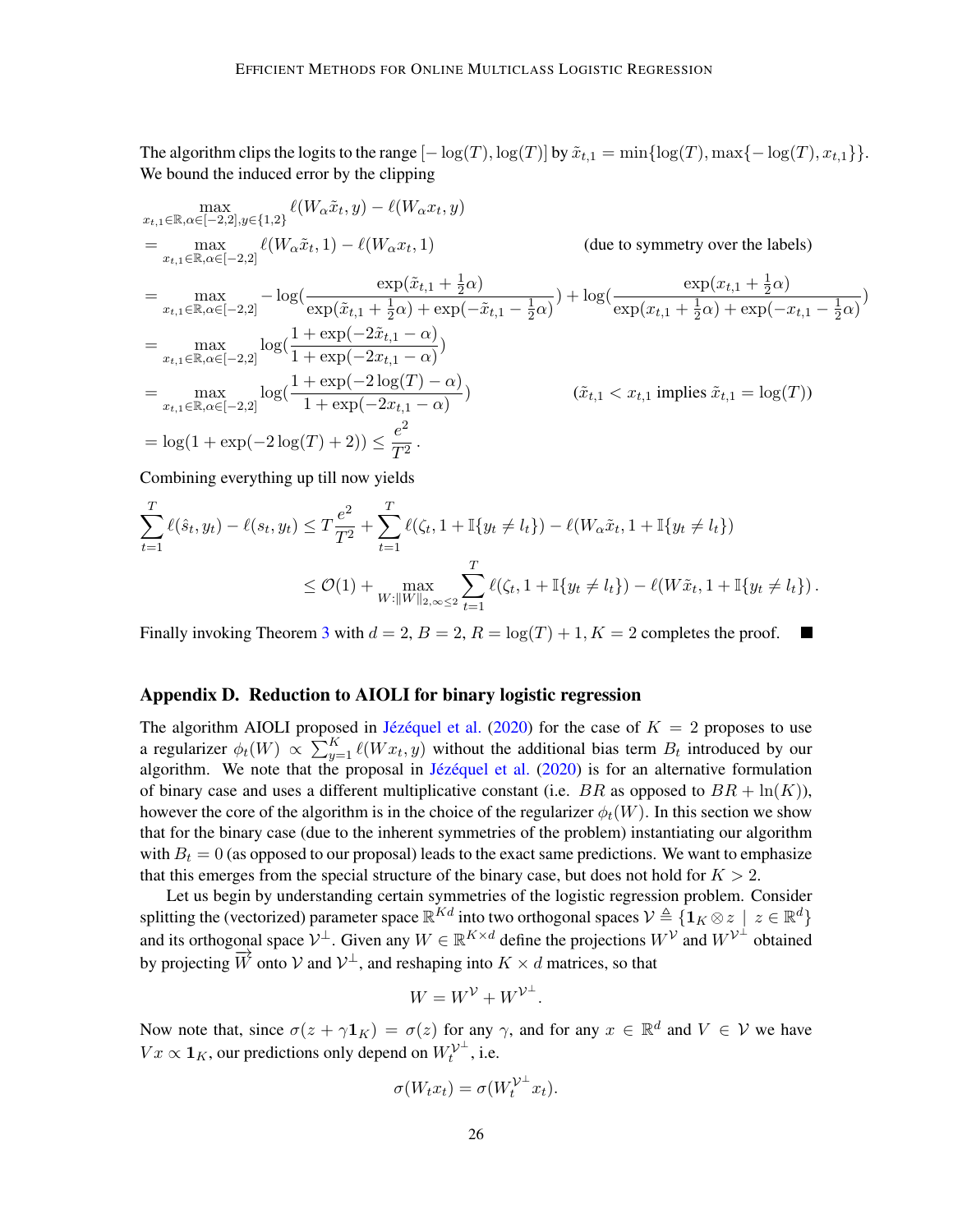The algorithm clips the logits to the range $[-\log(T), \log(T)]$ by $\tilde{x}_{t,1} = \min\{\log(T), \max\{-\log(T), x_{t,1}\}\}$. We bound the induced error by the clipping

$$
\begin{aligned}
&\max_{x_{t,1}\in\mathbb{R},\alpha\in[-2,2],y\in\{1,2\}} \ell(W_\alpha \tilde{x}_t, y) - \ell(W_\alpha x_t, y) \\
&= \max_{x_{t,1}\in\mathbb{R},\alpha\in[-2,2]} \ell(W_\alpha \tilde{x}_t, 1) - \ell(W_\alpha x_t, 1) && \text{(due to symmetry over the labels)} \\
&= \max_{x_{t,1}\in\mathbb{R},\alpha\in[-2,2]} -\log\Big(\frac{\exp(\tilde{x}_{t,1}+\frac{1}{2}\alpha)}{\exp(\tilde{x}_{t,1}+\frac{1}{2}\alpha)+\exp(-\tilde{x}_{t,1}-\frac{1}{2}\alpha)}\Big) + \log\Big(\frac{\exp(x_{t,1}+\frac{1}{2}\alpha)}{\exp(x_{t,1}+\frac{1}{2}\alpha)+\exp(-x_{t,1}-\frac{1}{2}\alpha)}\Big) \\
&= \max_{x_{t,1}\in\mathbb{R},\alpha\in[-2,2]} \log\Big(\frac{1+\exp(-2\tilde{x}_{t,1}-\alpha)}{1+\exp(-2x_{t,1}-\alpha)}\Big) \\
&= \max_{x_{t,1}\in\mathbb{R},\alpha\in[-2,2]} \log\Big(\frac{1+\exp(-2\log(T)-\alpha)}{1+\exp(-2x_{t,1}-\alpha)}\Big) && (\tilde{x}_{t,1} < x_{t,1} \text{ implies } \tilde{x}_{t,1} = \log(T)) \\
&= \log(1+\exp(-2\log(T)+2)) \le \frac{e^2}{T^2}\,.
\end{aligned}
$$

Combining everything up till now yields

$$
\begin{aligned}
\sum_{t=1}^T \ell(\hat{s}_t, y_t) - \ell(s_t, y_t) &\le T\frac{e^2}{T^2} + \sum_{t=1}^T \ell(\zeta_t, 1+\mathbb{I}\{y_t \neq l_t\}) - \ell(W_\alpha \tilde{x}_t, 1+\mathbb{I}\{y_t \neq l_t\}) \\
&\le \mathcal{O}(1) + \max_{W:\|W\|_{2,\infty}\le 2} \sum_{t=1}^T \ell(\zeta_t, 1+\mathbb{I}\{y_t \neq l_t\}) - \ell(W\tilde{x}_t, 1+\mathbb{I}\{y_t \neq l_t\})\,.
\end{aligned}
$$

Finally invoking Theorem 3 with $d=2$, $B=2$, $R=\log(T)+1$, $K=2$ completes the proof. ∎

## Appendix D. Reduction to AIOLI for binary logistic regression

The algorithm AIOLI proposed in Jézéquel et al. (2020) for the case of $K=2$ proposes to use a regularizer $\phi_t(W) \propto \sum_{y=1}^K \ell(Wx_t, y)$ without the additional bias term $B_t$ introduced by our algorithm. We note that the proposal in Jézéquel et al. (2020) is for an alternative formulation of binary case and uses a different multiplicative constant (i.e. $BR$ as opposed to $BR+\ln(K)$), however the core of the algorithm is in the choice of the regularizer $\phi_t(W)$. In this section we show that for the binary case (due to the inherent symmetries of the problem) instantiating our algorithm with $B_t = 0$ (as opposed to our proposal) leads to the exact same predictions. We want to emphasize that this emerges from the special structure of the binary case, but does not hold for $K > 2$.

Let us begin by understanding certain symmetries of the logistic regression problem. Consider splitting the (vectorized) parameter space $\mathbb{R}^{Kd}$ into two orthogonal spaces $\mathcal{V} \triangleq \{\mathbf{1}_K \otimes z \mid z \in \mathbb{R}^d\}$ and its orthogonal space $\mathcal{V}^\perp$. Given any $W \in \mathbb{R}^{K\times d}$ define the projections $W^{\mathcal{V}}$ and $W^{\mathcal{V}^\perp}$ obtained by projecting $\overrightarrow{W}$ onto $\mathcal{V}$ and $\mathcal{V}^\perp$, and reshaping into $K \times d$ matrices, so that

$$W = W^{\mathcal{V}} + W^{\mathcal{V}^\perp}.$$

Now note that, since $\sigma(z + \gamma\mathbf{1}_K) = \sigma(z)$ for any $\gamma$, and for any $x \in \mathbb{R}^d$ and $V \in \mathcal{V}$ we have $Vx \propto \mathbf{1}_K$, our predictions only depend on $W_t^{\mathcal{V}^\perp}$, i.e.

$$\sigma(W_t x_t) = \sigma(W_t^{\mathcal{V}^\perp} x_t).$$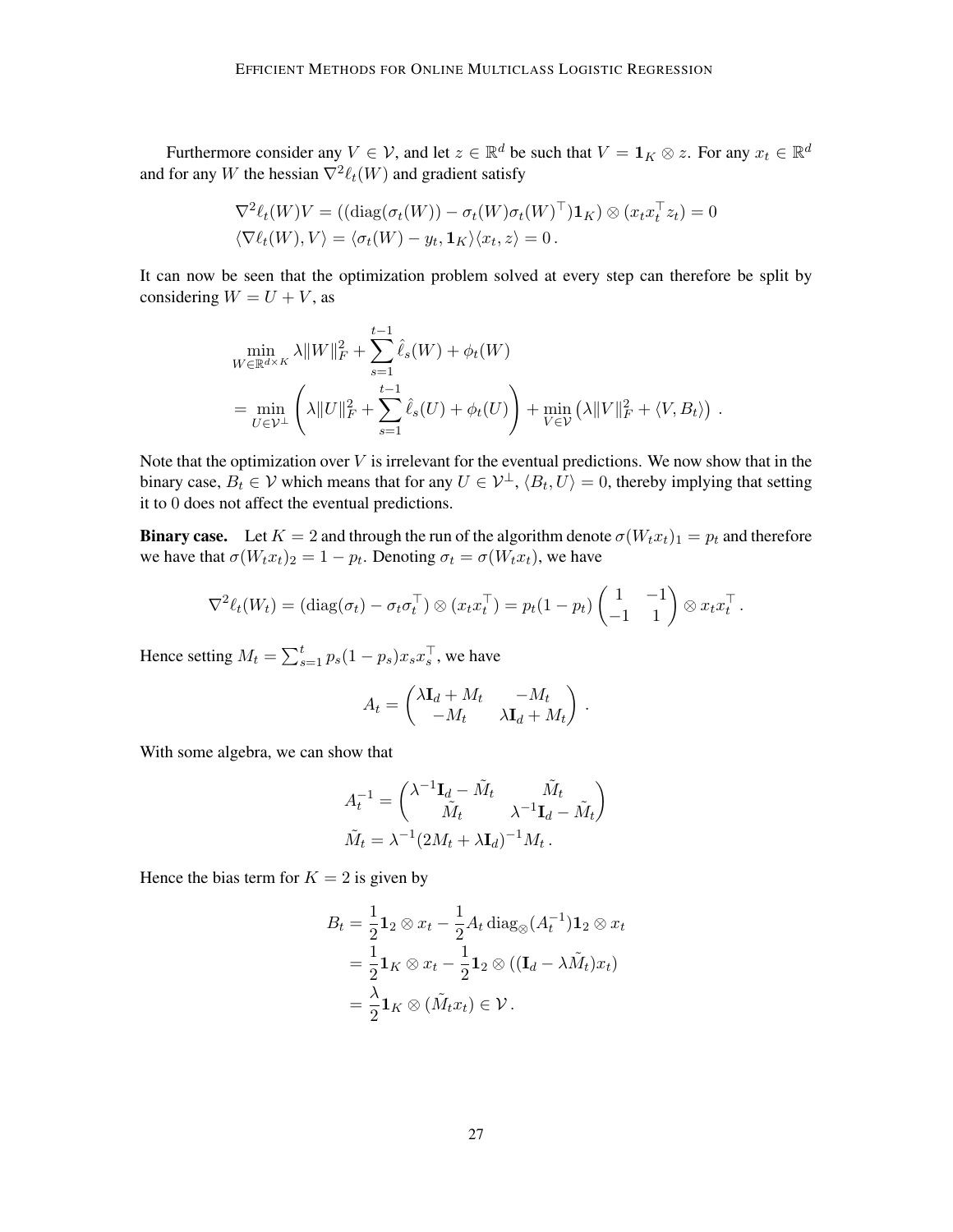Furthermore consider any $V \in \mathcal{V}$, and let $z \in \mathbb{R}^d$ be such that $V = \mathbf{1}_K \otimes z$. For any $x_t \in \mathbb{R}^d$ and for any $W$ the hessian $\nabla^2 \ell_t(W)$ and gradient satisfy

$$
\begin{aligned}
\nabla^2 \ell_t(W) V &= ((\operatorname{diag}(\sigma_t(W)) - \sigma_t(W)\sigma_t(W)^\top)\mathbf{1}_K) \otimes (x_t x_t^\top z_t) = 0 \\
\langle \nabla \ell_t(W), V \rangle &= \langle \sigma_t(W) - y_t, \mathbf{1}_K \rangle \langle x_t, z \rangle = 0 \,.
\end{aligned}
$$

It can now be seen that the optimization problem solved at every step can therefore be split by considering $W = U + V$, as

$$
\begin{aligned}
&\min_{W \in \mathbb{R}^{d \times K}} \lambda \|W\|_F^2 + \sum_{s=1}^{t-1} \hat{\ell}_s(W) + \phi_t(W) \\
&= \min_{U \in \mathcal{V}^\perp} \left( \lambda \|U\|_F^2 + \sum_{s=1}^{t-1} \hat{\ell}_s(U) + \phi_t(U) \right) + \min_{V \in \mathcal{V}} \left( \lambda \|V\|_F^2 + \langle V, B_t \rangle \right) \,.
\end{aligned}
$$

Note that the optimization over $V$ is irrelevant for the eventual predictions. We now show that in the binary case, $B_t \in \mathcal{V}$ which means that for any $U \in \mathcal{V}^\perp$, $\langle B_t, U \rangle = 0$, thereby implying that setting it to 0 does not affect the eventual predictions.

**Binary case.** Let $K = 2$ and through the run of the algorithm denote $\sigma(W_t x_t)_1 = p_t$ and therefore we have that $\sigma(W_t x_t)_2 = 1 - p_t$. Denoting $\sigma_t = \sigma(W_t x_t)$, we have

$$
\nabla^2 \ell_t(W_t) = (\operatorname{diag}(\sigma_t) - \sigma_t \sigma_t^\top) \otimes (x_t x_t^\top) = p_t(1 - p_t) \begin{pmatrix} 1 & -1 \\ -1 & 1 \end{pmatrix} \otimes x_t x_t^\top \,.
$$

Hence setting $M_t = \sum_{s=1}^t p_s(1 - p_s) x_s x_s^\top$, we have

$$
A_t = \begin{pmatrix} \lambda \mathbf{I}_d + M_t & -M_t \\ -M_t & \lambda \mathbf{I}_d + M_t \end{pmatrix} \,.
$$

With some algebra, we can show that

$$
\begin{aligned}
A_t^{-1} &= \begin{pmatrix} \lambda^{-1} \mathbf{I}_d - \tilde{M}_t & \tilde{M}_t \\ \tilde{M}_t & \lambda^{-1} \mathbf{I}_d - \tilde{M}_t \end{pmatrix} \\
\tilde{M}_t &= \lambda^{-1} (2M_t + \lambda \mathbf{I}_d)^{-1} M_t \,.
\end{aligned}
$$

Hence the bias term for $K = 2$ is given by

$$
\begin{aligned}
B_t &= \frac{1}{2} \mathbf{1}_2 \otimes x_t - \frac{1}{2} A_t \operatorname{diag}_\otimes(A_t^{-1}) \mathbf{1}_2 \otimes x_t \\
&= \frac{1}{2} \mathbf{1}_K \otimes x_t - \frac{1}{2} \mathbf{1}_2 \otimes ((\mathbf{I}_d - \lambda \tilde{M}_t) x_t) \\
&= \frac{\lambda}{2} \mathbf{1}_K \otimes (\tilde{M}_t x_t) \in \mathcal{V} \,.
\end{aligned}
$$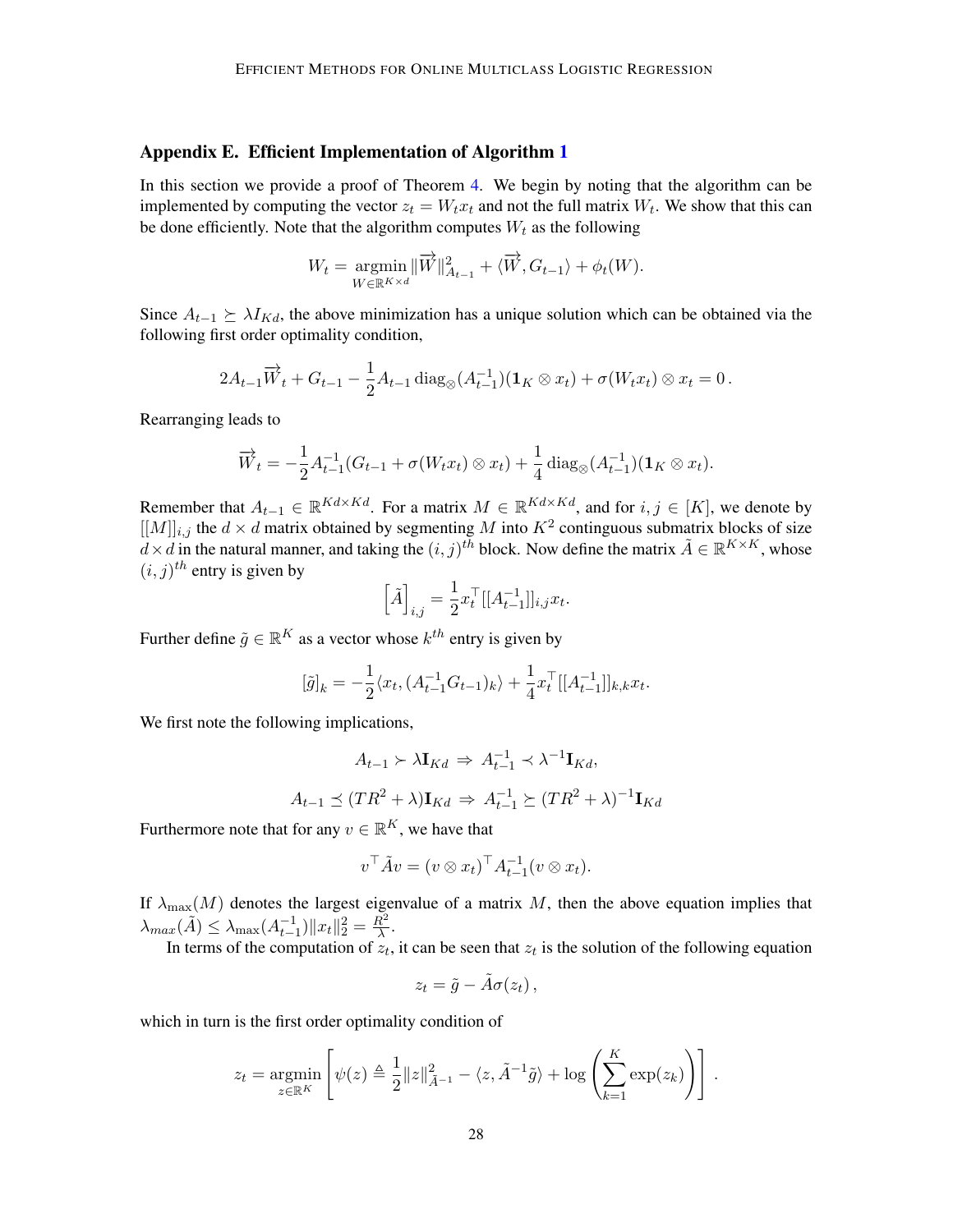## Appendix E. Efficient Implementation of Algorithm 1

In this section we provide a proof of Theorem 4. We begin by noting that the algorithm can be implemented by computing the vector $z_t = W_t x_t$ and not the full matrix $W_t$. We show that this can be done efficiently. Note that the algorithm computes $W_t$ as the following

$$W_t = \operatorname*{argmin}_{W \in \mathbb{R}^{K \times d}} \|\overrightarrow{W}\|^2_{A_{t-1}} + \langle \overrightarrow{W}, G_{t-1} \rangle + \phi_t(W).$$

Since $A_{t-1} \succeq \lambda I_{Kd}$, the above minimization has a unique solution which can be obtained via the following first order optimality condition,

$$2A_{t-1}\overrightarrow{W}_t + G_{t-1} - \frac{1}{2}A_{t-1}\operatorname{diag}_{\otimes}(A_{t-1}^{-1})(\mathbf{1}_K \otimes x_t) + \sigma(W_t x_t) \otimes x_t = 0\,.$$

Rearranging leads to

$$\overrightarrow{W}_t = -\frac{1}{2}A_{t-1}^{-1}(G_{t-1} + \sigma(W_t x_t) \otimes x_t) + \frac{1}{4}\operatorname{diag}_{\otimes}(A_{t-1}^{-1})(\mathbf{1}_K \otimes x_t).$$

Remember that $A_{t-1} \in \mathbb{R}^{Kd \times Kd}$. For a matrix $M \in \mathbb{R}^{Kd \times Kd}$, and for $i, j \in [K]$, we denote by $[[M]]_{i,j}$ the $d \times d$ matrix obtained by segmenting $M$ into $K^2$ continguous submatrix blocks of size $d \times d$ in the natural manner, and taking the $(i,j)^{th}$ block. Now define the matrix $\tilde{A} \in \mathbb{R}^{K \times K}$, whose $(i,j)^{th}$ entry is given by

$$\left[\tilde{A}\right]_{i,j} = \frac{1}{2}x_t^\top [[A_{t-1}^{-1}]]_{i,j} x_t.$$

Further define $\tilde{g} \in \mathbb{R}^K$ as a vector whose $k^{th}$ entry is given by

$$[\tilde{g}]_k = -\frac{1}{2}\langle x_t, (A_{t-1}^{-1}G_{t-1})_k \rangle + \frac{1}{4}x_t^\top [[A_{t-1}^{-1}]]_{k,k} x_t.$$

We first note the following implications,

$$A_{t-1} \succ \lambda \mathbf{I}_{Kd} \;\Rightarrow\; A_{t-1}^{-1} \prec \lambda^{-1}\mathbf{I}_{Kd},$$

$$A_{t-1} \preceq (TR^2 + \lambda)\mathbf{I}_{Kd} \;\Rightarrow\; A_{t-1}^{-1} \succeq (TR^2 + \lambda)^{-1}\mathbf{I}_{Kd}$$

Furthermore note that for any $v \in \mathbb{R}^K$, we have that

$$v^\top \tilde{A} v = (v \otimes x_t)^\top A_{t-1}^{-1}(v \otimes x_t).$$

If $\lambda_{\max}(M)$ denotes the largest eigenvalue of a matrix $M$, then the above equation implies that $\lambda_{max}(\tilde{A}) \leq \lambda_{\max}(A_{t-1}^{-1})\|x_t\|_2^2 = \frac{R^2}{\lambda}$.

In terms of the computation of $z_t$, it can be seen that $z_t$ is the solution of the following equation

$$z_t = \tilde{g} - \tilde{A}\sigma(z_t)\,,$$

which in turn is the first order optimality condition of

$$z_t = \operatorname*{argmin}_{z \in \mathbb{R}^K} \left[\psi(z) \triangleq \frac{1}{2}\|z\|^2_{\tilde{A}^{-1}} - \langle z, \tilde{A}^{-1}\tilde{g} \rangle + \log\left(\sum_{k=1}^K \exp(z_k)\right)\right]\,.$$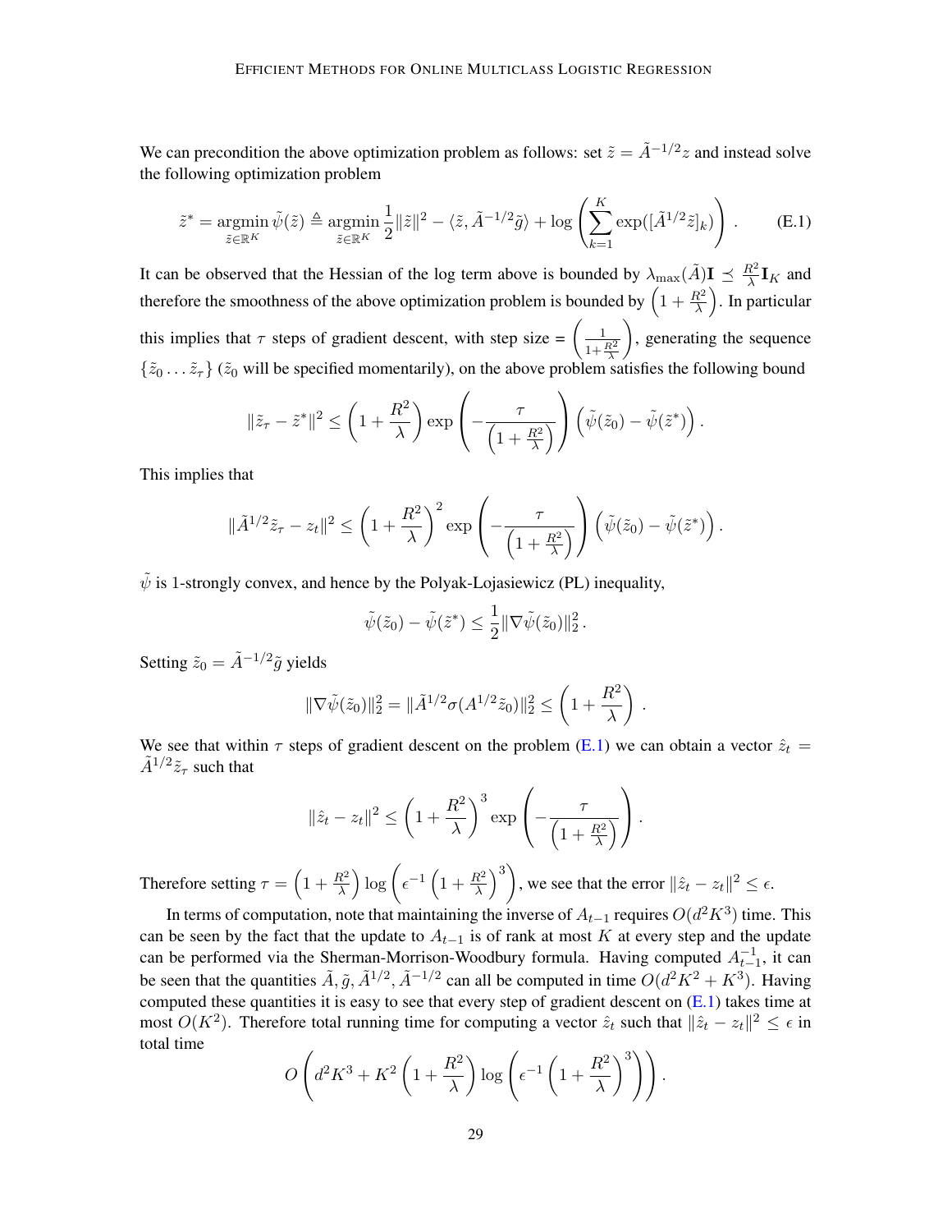We can precondition the above optimization problem as follows: set $\tilde{z} = \tilde{A}^{-1/2} z$ and instead solve the following optimization problem

$$\tilde{z}^* = \operatorname*{argmin}_{\tilde{z} \in \mathbb{R}^K} \tilde{\psi}(\tilde{z}) \triangleq \operatorname*{argmin}_{\tilde{z} \in \mathbb{R}^K} \frac{1}{2}\|\tilde{z}\|^2 - \langle \tilde{z}, \tilde{A}^{-1/2}\tilde{g}\rangle + \log\left(\sum_{k=1}^{K} \exp([\tilde{A}^{1/2}\tilde{z}]_k)\right). \tag{E.1}$$

It can be observed that the Hessian of the log term above is bounded by $\lambda_{\max}(\tilde{A})\mathbf{I} \preceq \frac{R^2}{\lambda}\mathbf{I}_K$ and therefore the smoothness of the above optimization problem is bounded by $\left(1 + \frac{R^2}{\lambda}\right)$. In particular this implies that $\tau$ steps of gradient descent, with step size = $\left(\frac{1}{1+\frac{R^2}{\lambda}}\right)$, generating the sequence $\{\tilde{z}_0 \ldots \tilde{z}_\tau\}$ ($\tilde{z}_0$ will be specified momentarily), on the above problem satisfies the following bound

$$\|\tilde{z}_\tau - \tilde{z}^*\|^2 \leq \left(1 + \frac{R^2}{\lambda}\right) \exp\left(-\frac{\tau}{\left(1 + \frac{R^2}{\lambda}\right)}\right)\left(\tilde{\psi}(\tilde{z}_0) - \tilde{\psi}(\tilde{z}^*)\right).$$

This implies that

$$\|\tilde{A}^{1/2}\tilde{z}_\tau - z_t\|^2 \leq \left(1 + \frac{R^2}{\lambda}\right)^2 \exp\left(-\frac{\tau}{\left(1 + \frac{R^2}{\lambda}\right)}\right)\left(\tilde{\psi}(\tilde{z}_0) - \tilde{\psi}(\tilde{z}^*)\right).$$

$\tilde{\psi}$ is 1-strongly convex, and hence by the Polyak-Lojasiewicz (PL) inequality,

$$\tilde{\psi}(\tilde{z}_0) - \tilde{\psi}(\tilde{z}^*) \leq \frac{1}{2}\|\nabla\tilde{\psi}(\tilde{z}_0)\|_2^2.$$

Setting $\tilde{z}_0 = \tilde{A}^{-1/2}\tilde{g}$ yields

$$\|\nabla\tilde{\psi}(\tilde{z}_0)\|_2^2 = \|\tilde{A}^{1/2}\sigma(A^{1/2}\tilde{z}_0)\|_2^2 \leq \left(1 + \frac{R^2}{\lambda}\right).$$

We see that within $\tau$ steps of gradient descent on the problem (E.1) we can obtain a vector $\hat{z}_t = \tilde{A}^{1/2}\tilde{z}_\tau$ such that

$$\|\hat{z}_t - z_t\|^2 \leq \left(1 + \frac{R^2}{\lambda}\right)^3 \exp\left(-\frac{\tau}{\left(1 + \frac{R^2}{\lambda}\right)}\right).$$

Therefore setting $\tau = \left(1 + \frac{R^2}{\lambda}\right)\log\left(\epsilon^{-1}\left(1 + \frac{R^2}{\lambda}\right)^3\right)$, we see that the error $\|\hat{z}_t - z_t\|^2 \leq \epsilon$.

In terms of computation, note that maintaining the inverse of $A_{t-1}$ requires $O(d^2K^3)$ time. This can be seen by the fact that the update to $A_{t-1}$ is of rank at most $K$ at every step and the update can be performed via the Sherman-Morrison-Woodbury formula. Having computed $A_{t-1}^{-1}$, it can be seen that the quantities $\tilde{A}, \tilde{g}, \tilde{A}^{1/2}, \tilde{A}^{-1/2}$ can all be computed in time $O(d^2K^2 + K^3)$. Having computed these quantities it is easy to see that every step of gradient descent on (E.1) takes time at most $O(K^2)$. Therefore total running time for computing a vector $\hat{z}_t$ such that $\|\hat{z}_t - z_t\|^2 \leq \epsilon$ in total time

$$O\left(d^2K^3 + K^2\left(1 + \frac{R^2}{\lambda}\right)\log\left(\epsilon^{-1}\left(1 + \frac{R^2}{\lambda}\right)^3\right)\right).$$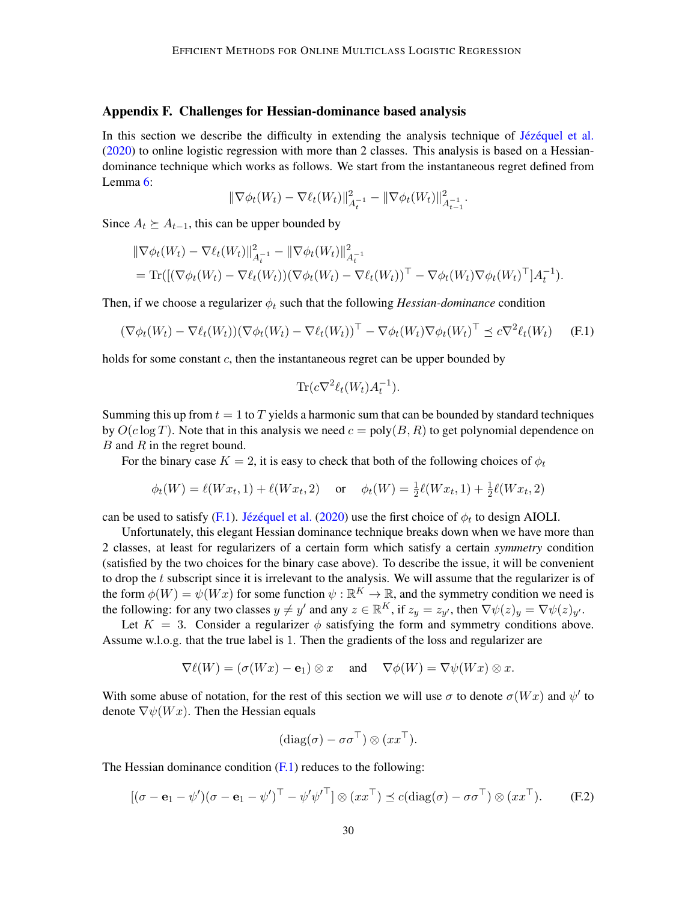## Appendix F. Challenges for Hessian-dominance based analysis

In this section we describe the difficulty in extending the analysis technique of Jézéquel et al. (2020) to online logistic regression with more than 2 classes. This analysis is based on a Hessian-dominance technique which works as follows. We start from the instantaneous regret defined from Lemma 6:

$$\|\nabla\phi_t(W_t) - \nabla\ell_t(W_t)\|^2_{A_t^{-1}} - \|\nabla\phi_t(W_t)\|^2_{A_{t-1}^{-1}}.$$

Since $A_t \succeq A_{t-1}$, this can be upper bounded by

$$\begin{aligned}
&\|\nabla\phi_t(W_t) - \nabla\ell_t(W_t)\|^2_{A_t^{-1}} - \|\nabla\phi_t(W_t)\|^2_{A_t^{-1}} \\
&= \mathrm{Tr}([(\nabla\phi_t(W_t) - \nabla\ell_t(W_t))(\nabla\phi_t(W_t) - \nabla\ell_t(W_t))^\top - \nabla\phi_t(W_t)\nabla\phi_t(W_t)^\top]A_t^{-1}).
\end{aligned}$$

Then, if we choose a regularizer $\phi_t$ such that the following *Hessian-dominance* condition

$$(\nabla\phi_t(W_t) - \nabla\ell_t(W_t))(\nabla\phi_t(W_t) - \nabla\ell_t(W_t))^\top - \nabla\phi_t(W_t)\nabla\phi_t(W_t)^\top \preceq c\nabla^2\ell_t(W_t) \tag{F.1}$$

holds for some constant $c$, then the instantaneous regret can be upper bounded by

$$\mathrm{Tr}(c\nabla^2\ell_t(W_t)A_t^{-1}).$$

Summing this up from $t = 1$ to $T$ yields a harmonic sum that can be bounded by standard techniques by $O(c\log T)$. Note that in this analysis we need $c = \mathrm{poly}(B, R)$ to get polynomial dependence on $B$ and $R$ in the regret bound.

For the binary case $K = 2$, it is easy to check that both of the following choices of $\phi_t$

$$\phi_t(W) = \ell(Wx_t, 1) + \ell(Wx_t, 2) \quad \text{ or } \quad \phi_t(W) = \tfrac{1}{2}\ell(Wx_t, 1) + \tfrac{1}{2}\ell(Wx_t, 2)$$

can be used to satisfy (F.1). Jézéquel et al. (2020) use the first choice of $\phi_t$ to design AIOLI.

Unfortunately, this elegant Hessian dominance technique breaks down when we have more than 2 classes, at least for regularizers of a certain form which satisfy a certain *symmetry* condition (satisfied by the two choices for the binary case above). To describe the issue, it will be convenient to drop the $t$ subscript since it is irrelevant to the analysis. We will assume that the regularizer is of the form $\phi(W) = \psi(Wx)$ for some function $\psi : \mathbb{R}^K \to \mathbb{R}$, and the symmetry condition we need is the following: for any two classes $y \neq y'$ and any $z \in \mathbb{R}^K$, if $z_y = z_{y'}$, then $\nabla\psi(z)_y = \nabla\psi(z)_{y'}$.

Let $K = 3$. Consider a regularizer $\phi$ satisfying the form and symmetry conditions above. Assume w.l.o.g. that the true label is 1. Then the gradients of the loss and regularizer are

$$\nabla\ell(W) = (\sigma(Wx) - \mathbf{e}_1) \otimes x \quad \text{ and } \quad \nabla\phi(W) = \nabla\psi(Wx) \otimes x.$$

With some abuse of notation, for the rest of this section we will use $\sigma$ to denote $\sigma(Wx)$ and $\psi'$ to denote $\nabla\psi(Wx)$. Then the Hessian equals

$$(\mathrm{diag}(\sigma) - \sigma\sigma^\top) \otimes (xx^\top).$$

The Hessian dominance condition (F.1) reduces to the following:

$$[(\sigma - \mathbf{e}_1 - \psi')(\sigma - \mathbf{e}_1 - \psi')^\top - \psi'\psi'^\top] \otimes (xx^\top) \preceq c(\mathrm{diag}(\sigma) - \sigma\sigma^\top) \otimes (xx^\top). \tag{F.2}$$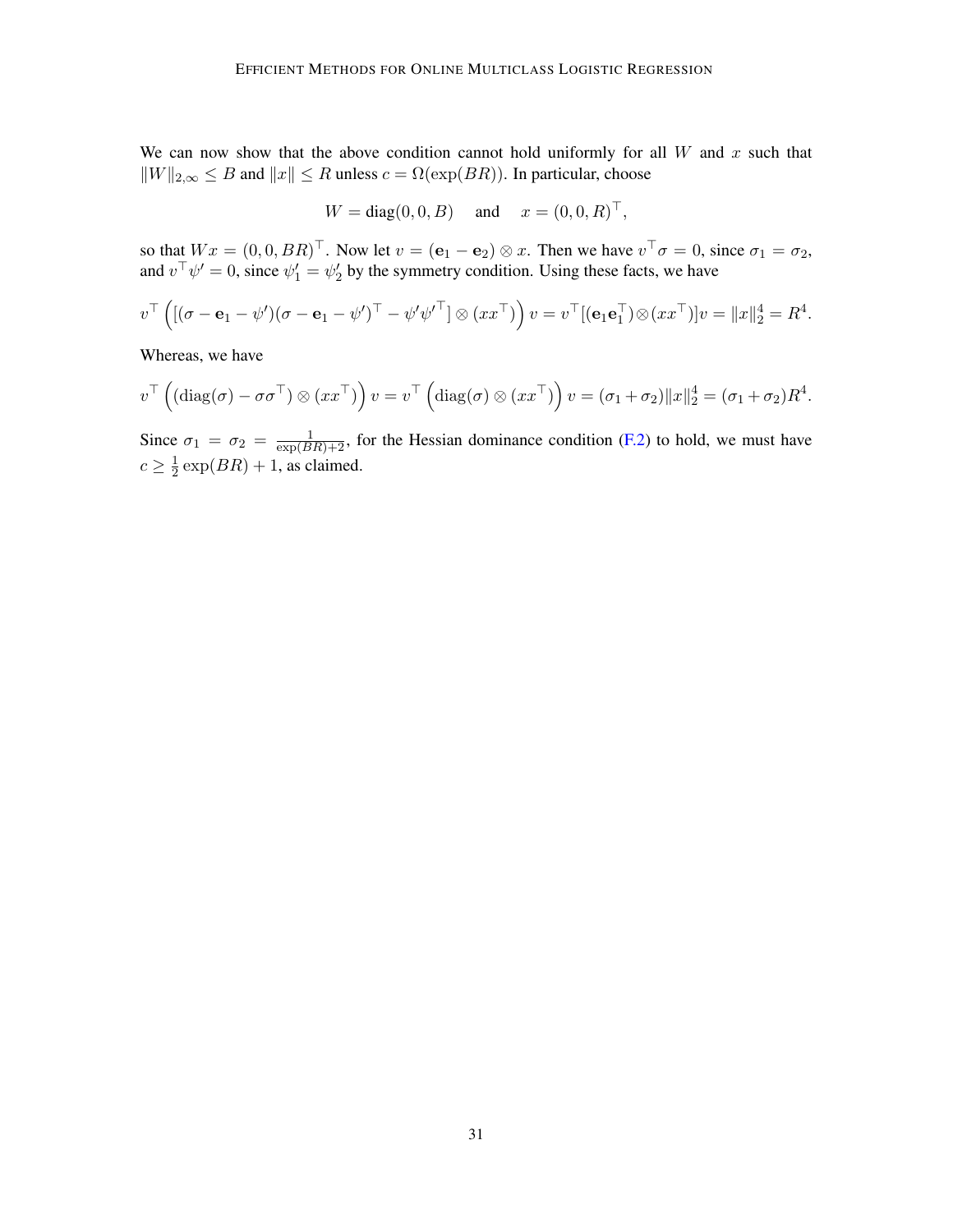We can now show that the above condition cannot hold uniformly for all $W$ and $x$ such that $\|W\|_{2,\infty} \leq B$ and $\|x\| \leq R$ unless $c = \Omega(\exp(BR))$. In particular, choose

$$W = \text{diag}(0, 0, B) \quad \text{ and } \quad x = (0, 0, R)^\top,$$

so that $Wx = (0, 0, BR)^\top$. Now let $v = (\mathbf{e}_1 - \mathbf{e}_2) \otimes x$. Then we have $v^\top \sigma = 0$, since $\sigma_1 = \sigma_2$, and $v^\top \psi' = 0$, since $\psi'_1 = \psi'_2$ by the symmetry condition. Using these facts, we have

$$v^\top \left( [(\sigma - \mathbf{e}_1 - \psi')(\sigma - \mathbf{e}_1 - \psi')^\top - \psi' {\psi'}^\top] \otimes (xx^\top) \right) v = v^\top [(\mathbf{e}_1 \mathbf{e}_1^\top) \otimes (xx^\top)] v = \|x\|_2^4 = R^4.$$

Whereas, we have

$$v^\top \left( (\text{diag}(\sigma) - \sigma\sigma^\top) \otimes (xx^\top) \right) v = v^\top \left( \text{diag}(\sigma) \otimes (xx^\top) \right) v = (\sigma_1 + \sigma_2)\|x\|_2^4 = (\sigma_1 + \sigma_2) R^4.$$

Since $\sigma_1 = \sigma_2 = \frac{1}{\exp(BR)+2}$, for the Hessian dominance condition (F.2) to hold, we must have $c \geq \frac{1}{2}\exp(BR) + 1$, as claimed.